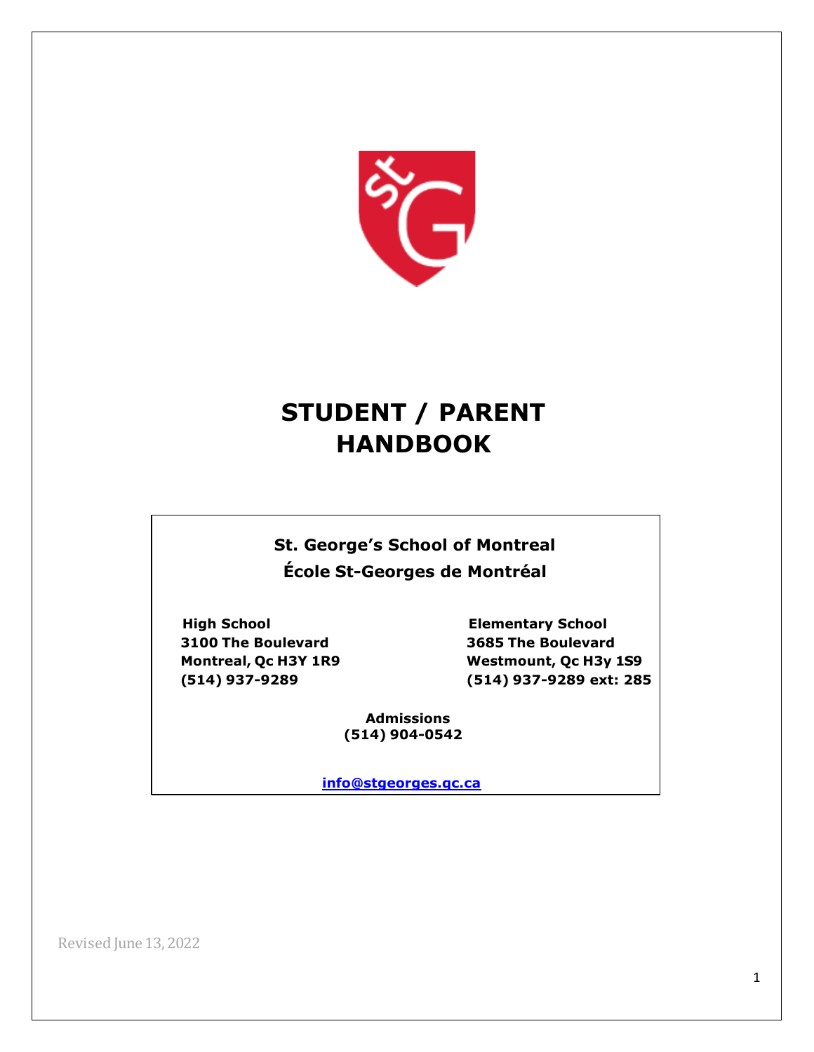# STUDENT / PARENT HANDBOOK

**St. George's School of Montreal**
**École St-Georges de Montréal**

**High School**
**3100 The Boulevard**
**Montreal, Qc H3Y 1R9**
**(514) 937-9289**

**Elementary School**
**3685 The Boulevard**
**Westmount, Qc H3y 1S9**
**(514) 937-9289 ext: 285**

**Admissions**
**(514) 904-0542**

**info@stgeorges.qc.ca**

Revised June 13, 2022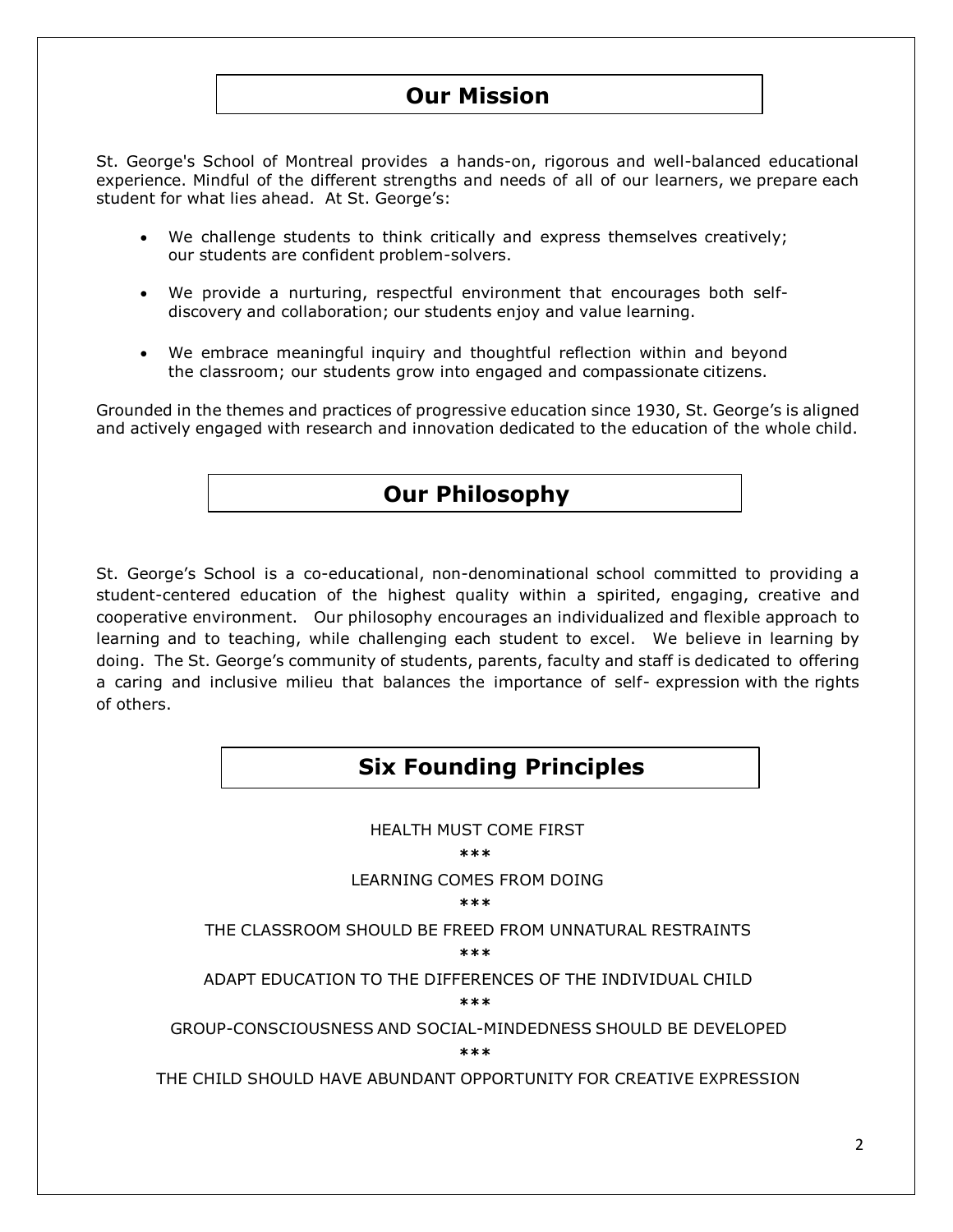## Our Mission

St. George's School of Montreal provides a hands-on, rigorous and well-balanced educational experience. Mindful of the different strengths and needs of all of our learners, we prepare each student for what lies ahead. At St. George's:

- We challenge students to think critically and express themselves creatively; our students are confident problem-solvers.
- We provide a nurturing, respectful environment that encourages both self-discovery and collaboration; our students enjoy and value learning.
- We embrace meaningful inquiry and thoughtful reflection within and beyond the classroom; our students grow into engaged and compassionate citizens.

Grounded in the themes and practices of progressive education since 1930, St. George's is aligned and actively engaged with research and innovation dedicated to the education of the whole child.

## Our Philosophy

St. George's School is a co-educational, non-denominational school committed to providing a student-centered education of the highest quality within a spirited, engaging, creative and cooperative environment. Our philosophy encourages an individualized and flexible approach to learning and to teaching, while challenging each student to excel. We believe in learning by doing. The St. George's community of students, parents, faculty and staff is dedicated to offering a caring and inclusive milieu that balances the importance of self- expression with the rights of others.

## Six Founding Principles

HEALTH MUST COME FIRST

***

LEARNING COMES FROM DOING

***

THE CLASSROOM SHOULD BE FREED FROM UNNATURAL RESTRAINTS

***

ADAPT EDUCATION TO THE DIFFERENCES OF THE INDIVIDUAL CHILD

***

GROUP-CONSCIOUSNESS AND SOCIAL-MINDEDNESS SHOULD BE DEVELOPED

***

THE CHILD SHOULD HAVE ABUNDANT OPPORTUNITY FOR CREATIVE EXPRESSION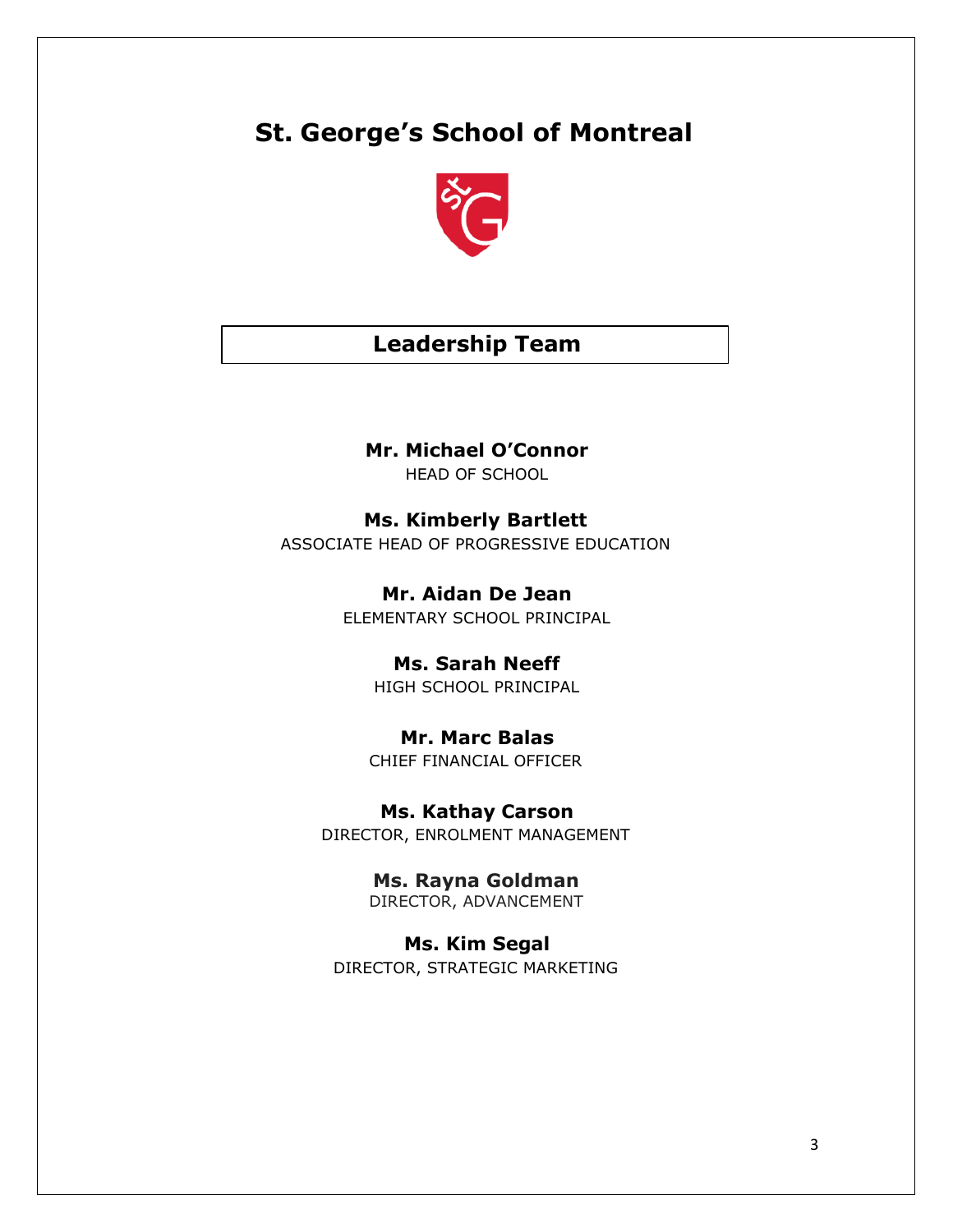# St. George's School of Montreal

## Leadership Team

**Mr. Michael O'Connor**
HEAD OF SCHOOL

**Ms. Kimberly Bartlett**
ASSOCIATE HEAD OF PROGRESSIVE EDUCATION

**Mr. Aidan De Jean**
ELEMENTARY SCHOOL PRINCIPAL

**Ms. Sarah Neeff**
HIGH SCHOOL PRINCIPAL

**Mr. Marc Balas**
CHIEF FINANCIAL OFFICER

**Ms. Kathay Carson**
DIRECTOR, ENROLMENT MANAGEMENT

**Ms. Rayna Goldman**
DIRECTOR, ADVANCEMENT

**Ms. Kim Segal**
DIRECTOR, STRATEGIC MARKETING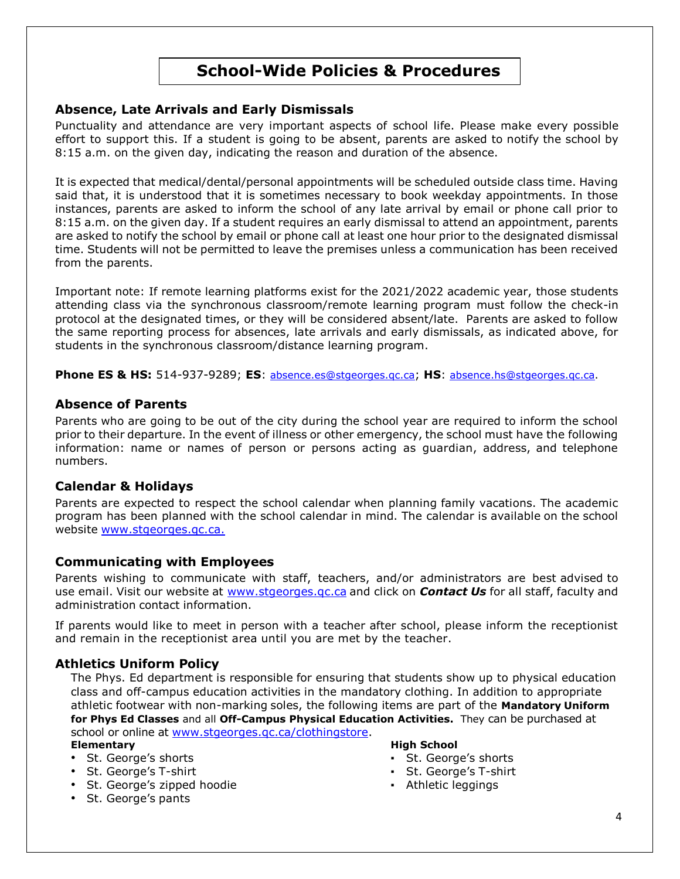# School-Wide Policies & Procedures

## Absence, Late Arrivals and Early Dismissals

Punctuality and attendance are very important aspects of school life. Please make every possible effort to support this. If a student is going to be absent, parents are asked to notify the school by 8:15 a.m. on the given day, indicating the reason and duration of the absence.

It is expected that medical/dental/personal appointments will be scheduled outside class time. Having said that, it is understood that it is sometimes necessary to book weekday appointments. In those instances, parents are asked to inform the school of any late arrival by email or phone call prior to 8:15 a.m. on the given day. If a student requires an early dismissal to attend an appointment, parents are asked to notify the school by email or phone call at least one hour prior to the designated dismissal time. Students will not be permitted to leave the premises unless a communication has been received from the parents.

Important note: If remote learning platforms exist for the 2021/2022 academic year, those students attending class via the synchronous classroom/remote learning program must follow the check-in protocol at the designated times, or they will be considered absent/late. Parents are asked to follow the same reporting process for absences, late arrivals and early dismissals, as indicated above, for students in the synchronous classroom/distance learning program.

**Phone ES & HS:** 514-937-9289; **ES**: absence.es@stgeorges.qc.ca; **HS**: absence.hs@stgeorges.qc.ca.

## Absence of Parents

Parents who are going to be out of the city during the school year are required to inform the school prior to their departure. In the event of illness or other emergency, the school must have the following information: name or names of person or persons acting as guardian, address, and telephone numbers.

## Calendar & Holidays

Parents are expected to respect the school calendar when planning family vacations. The academic program has been planned with the school calendar in mind. The calendar is available on the school website www.stgeorges.qc.ca.

## Communicating with Employees

Parents wishing to communicate with staff, teachers, and/or administrators are best advised to use email. Visit our website at www.stgeorges.qc.ca and click on ***Contact Us*** for all staff, faculty and administration contact information.

If parents would like to meet in person with a teacher after school, please inform the receptionist and remain in the receptionist area until you are met by the teacher.

## Athletics Uniform Policy

The Phys. Ed department is responsible for ensuring that students show up to physical education class and off-campus education activities in the mandatory clothing. In addition to appropriate athletic footwear with non-marking soles, the following items are part of the **Mandatory Uniform for Phys Ed Classes** and all **Off-Campus Physical Education Activities.** They can be purchased at school or online at www.stgeorges.qc.ca/clothingstore.

**Elementary**

- St. George's shorts
- St. George's T-shirt
- St. George's zipped hoodie
- St. George's pants

**High School**

- St. George's shorts
- St. George's T-shirt
- Athletic leggings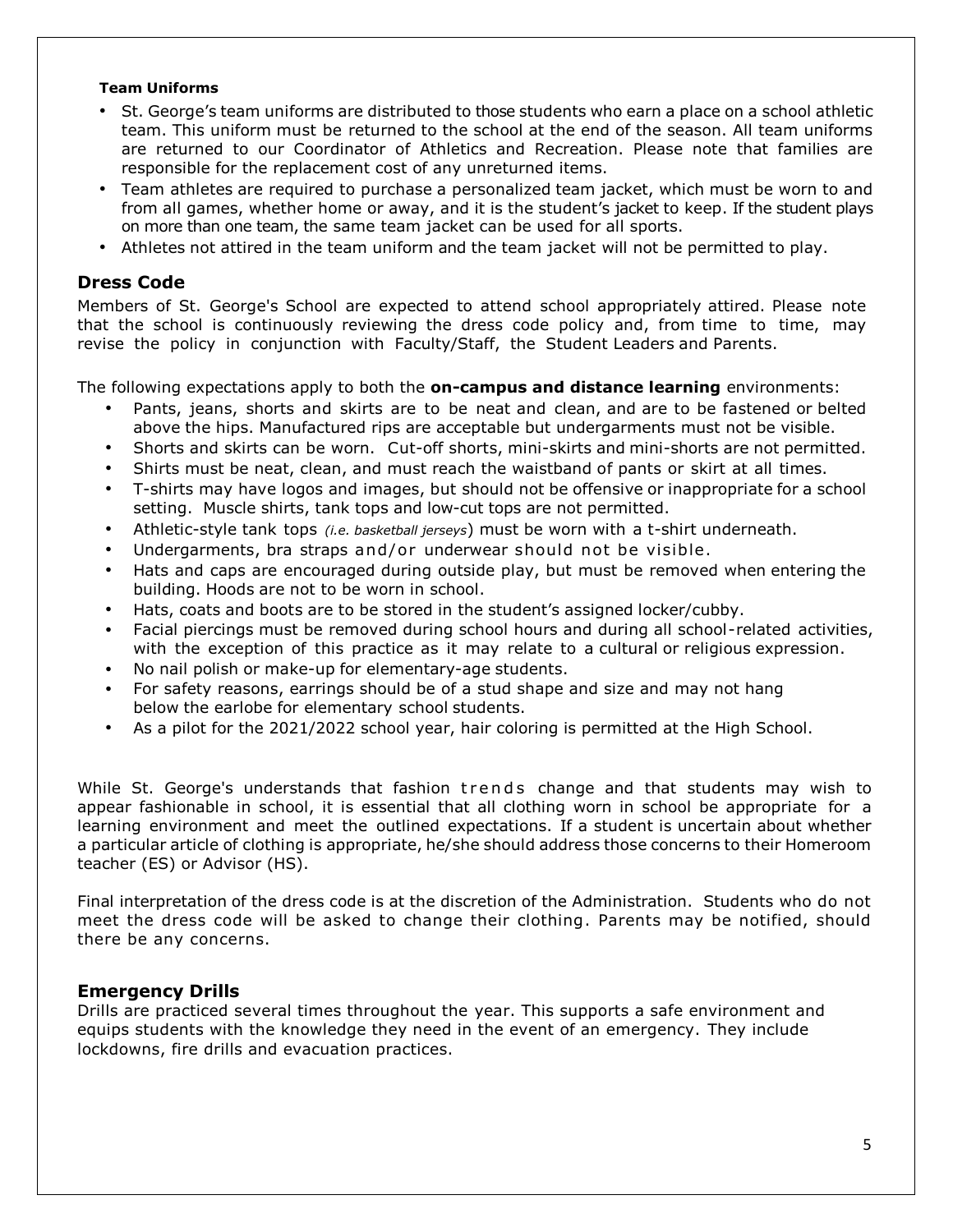#### Team Uniforms

- St. George's team uniforms are distributed to those students who earn a place on a school athletic team. This uniform must be returned to the school at the end of the season. All team uniforms are returned to our Coordinator of Athletics and Recreation. Please note that families are responsible for the replacement cost of any unreturned items.
- Team athletes are required to purchase a personalized team jacket, which must be worn to and from all games, whether home or away, and it is the student's jacket to keep. If the student plays on more than one team, the same team jacket can be used for all sports.
- Athletes not attired in the team uniform and the team jacket will not be permitted to play.

## Dress Code

Members of St. George's School are expected to attend school appropriately attired. Please note that the school is continuously reviewing the dress code policy and, from time to time, may revise the policy in conjunction with Faculty/Staff, the Student Leaders and Parents.

The following expectations apply to both the **on-campus and distance learning** environments:

- Pants, jeans, shorts and skirts are to be neat and clean, and are to be fastened or belted above the hips. Manufactured rips are acceptable but undergarments must not be visible.
- Shorts and skirts can be worn. Cut-off shorts, mini-skirts and mini-shorts are not permitted.
- Shirts must be neat, clean, and must reach the waistband of pants or skirt at all times.
- T-shirts may have logos and images, but should not be offensive or inappropriate for a school setting. Muscle shirts, tank tops and low-cut tops are not permitted.
- Athletic-style tank tops *(i.e. basketball jerseys)* must be worn with a t-shirt underneath.
- Undergarments, bra straps and/or underwear should not be visible.
- Hats and caps are encouraged during outside play, but must be removed when entering the building. Hoods are not to be worn in school.
- Hats, coats and boots are to be stored in the student's assigned locker/cubby.
- Facial piercings must be removed during school hours and during all school-related activities, with the exception of this practice as it may relate to a cultural or religious expression.
- No nail polish or make-up for elementary-age students.
- For safety reasons, earrings should be of a stud shape and size and may not hang below the earlobe for elementary school students.
- As a pilot for the 2021/2022 school year, hair coloring is permitted at the High School.

While St. George's understands that fashion trends change and that students may wish to appear fashionable in school, it is essential that all clothing worn in school be appropriate for a learning environment and meet the outlined expectations. If a student is uncertain about whether a particular article of clothing is appropriate, he/she should address those concerns to their Homeroom teacher (ES) or Advisor (HS).

Final interpretation of the dress code is at the discretion of the Administration. Students who do not meet the dress code will be asked to change their clothing. Parents may be notified, should there be any concerns.

## Emergency Drills

Drills are practiced several times throughout the year. This supports a safe environment and equips students with the knowledge they need in the event of an emergency. They include lockdowns, fire drills and evacuation practices.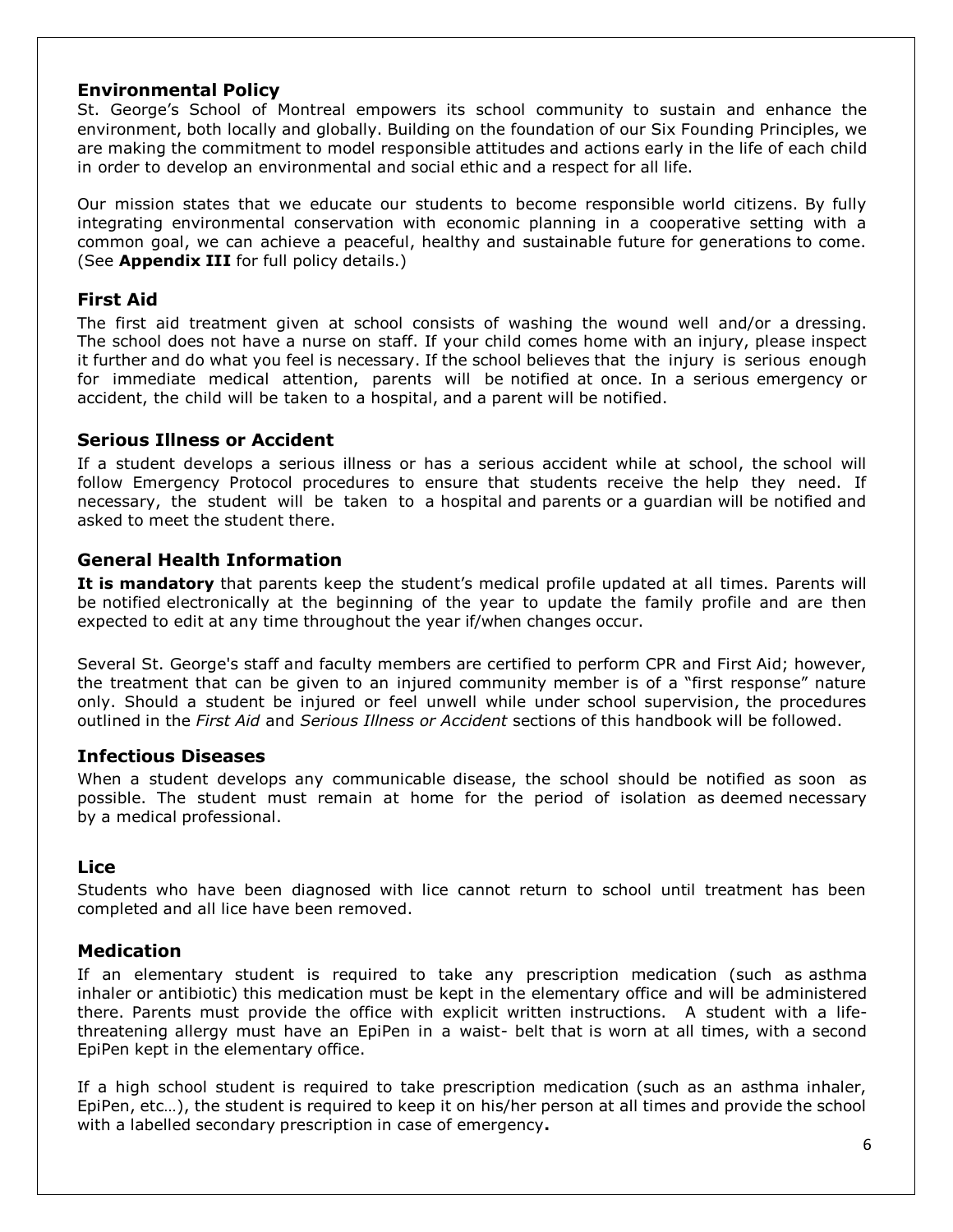## Environmental Policy

St. George's School of Montreal empowers its school community to sustain and enhance the environment, both locally and globally. Building on the foundation of our Six Founding Principles, we are making the commitment to model responsible attitudes and actions early in the life of each child in order to develop an environmental and social ethic and a respect for all life.

Our mission states that we educate our students to become responsible world citizens. By fully integrating environmental conservation with economic planning in a cooperative setting with a common goal, we can achieve a peaceful, healthy and sustainable future for generations to come. (See **Appendix III** for full policy details.)

## First Aid

The first aid treatment given at school consists of washing the wound well and/or a dressing. The school does not have a nurse on staff. If your child comes home with an injury, please inspect it further and do what you feel is necessary. If the school believes that the injury is serious enough for immediate medical attention, parents will be notified at once. In a serious emergency or accident, the child will be taken to a hospital, and a parent will be notified.

## Serious Illness or Accident

If a student develops a serious illness or has a serious accident while at school, the school will follow Emergency Protocol procedures to ensure that students receive the help they need. If necessary, the student will be taken to a hospital and parents or a guardian will be notified and asked to meet the student there.

## General Health Information

**It is mandatory** that parents keep the student's medical profile updated at all times. Parents will be notified electronically at the beginning of the year to update the family profile and are then expected to edit at any time throughout the year if/when changes occur.

Several St. George's staff and faculty members are certified to perform CPR and First Aid; however, the treatment that can be given to an injured community member is of a "first response" nature only. Should a student be injured or feel unwell while under school supervision, the procedures outlined in the *First Aid* and *Serious Illness or Accident* sections of this handbook will be followed.

## Infectious Diseases

When a student develops any communicable disease, the school should be notified as soon as possible. The student must remain at home for the period of isolation as deemed necessary by a medical professional.

## Lice

Students who have been diagnosed with lice cannot return to school until treatment has been completed and all lice have been removed.

## Medication

If an elementary student is required to take any prescription medication (such as asthma inhaler or antibiotic) this medication must be kept in the elementary office and will be administered there. Parents must provide the office with explicit written instructions. A student with a life-threatening allergy must have an EpiPen in a waist- belt that is worn at all times, with a second EpiPen kept in the elementary office.

If a high school student is required to take prescription medication (such as an asthma inhaler, EpiPen, etc…), the student is required to keep it on his/her person at all times and provide the school with a labelled secondary prescription in case of emergency**.**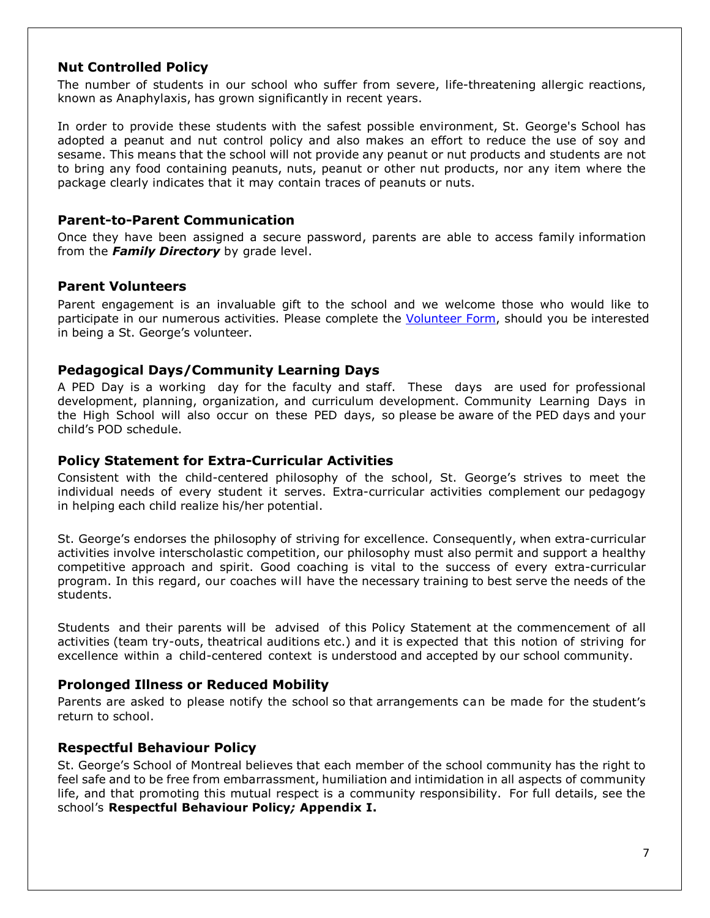## Nut Controlled Policy

The number of students in our school who suffer from severe, life-threatening allergic reactions, known as Anaphylaxis, has grown significantly in recent years.

In order to provide these students with the safest possible environment, St. George's School has adopted a peanut and nut control policy and also makes an effort to reduce the use of soy and sesame. This means that the school will not provide any peanut or nut products and students are not to bring any food containing peanuts, nuts, peanut or other nut products, nor any item where the package clearly indicates that it may contain traces of peanuts or nuts.

## Parent-to-Parent Communication

Once they have been assigned a secure password, parents are able to access family information from the ***Family Directory*** by grade level.

## Parent Volunteers

Parent engagement is an invaluable gift to the school and we welcome those who would like to participate in our numerous activities. Please complete the Volunteer Form, should you be interested in being a St. George's volunteer.

## Pedagogical Days/Community Learning Days

A PED Day is a working day for the faculty and staff. These days are used for professional development, planning, organization, and curriculum development. Community Learning Days in the High School will also occur on these PED days, so please be aware of the PED days and your child's POD schedule.

## Policy Statement for Extra-Curricular Activities

Consistent with the child-centered philosophy of the school, St. George's strives to meet the individual needs of every student it serves. Extra-curricular activities complement our pedagogy in helping each child realize his/her potential.

St. George's endorses the philosophy of striving for excellence. Consequently, when extra-curricular activities involve interscholastic competition, our philosophy must also permit and support a healthy competitive approach and spirit. Good coaching is vital to the success of every extra-curricular program. In this regard, our coaches will have the necessary training to best serve the needs of the students.

Students and their parents will be advised of this Policy Statement at the commencement of all activities (team try-outs, theatrical auditions etc.) and it is expected that this notion of striving for excellence within a child-centered context is understood and accepted by our school community.

## Prolonged Illness or Reduced Mobility

Parents are asked to please notify the school so that arrangements can be made for the student's return to school.

## Respectful Behaviour Policy

St. George's School of Montreal believes that each member of the school community has the right to feel safe and to be free from embarrassment, humiliation and intimidation in all aspects of community life, and that promoting this mutual respect is a community responsibility. For full details, see the school's **Respectful Behaviour Policy; Appendix I.**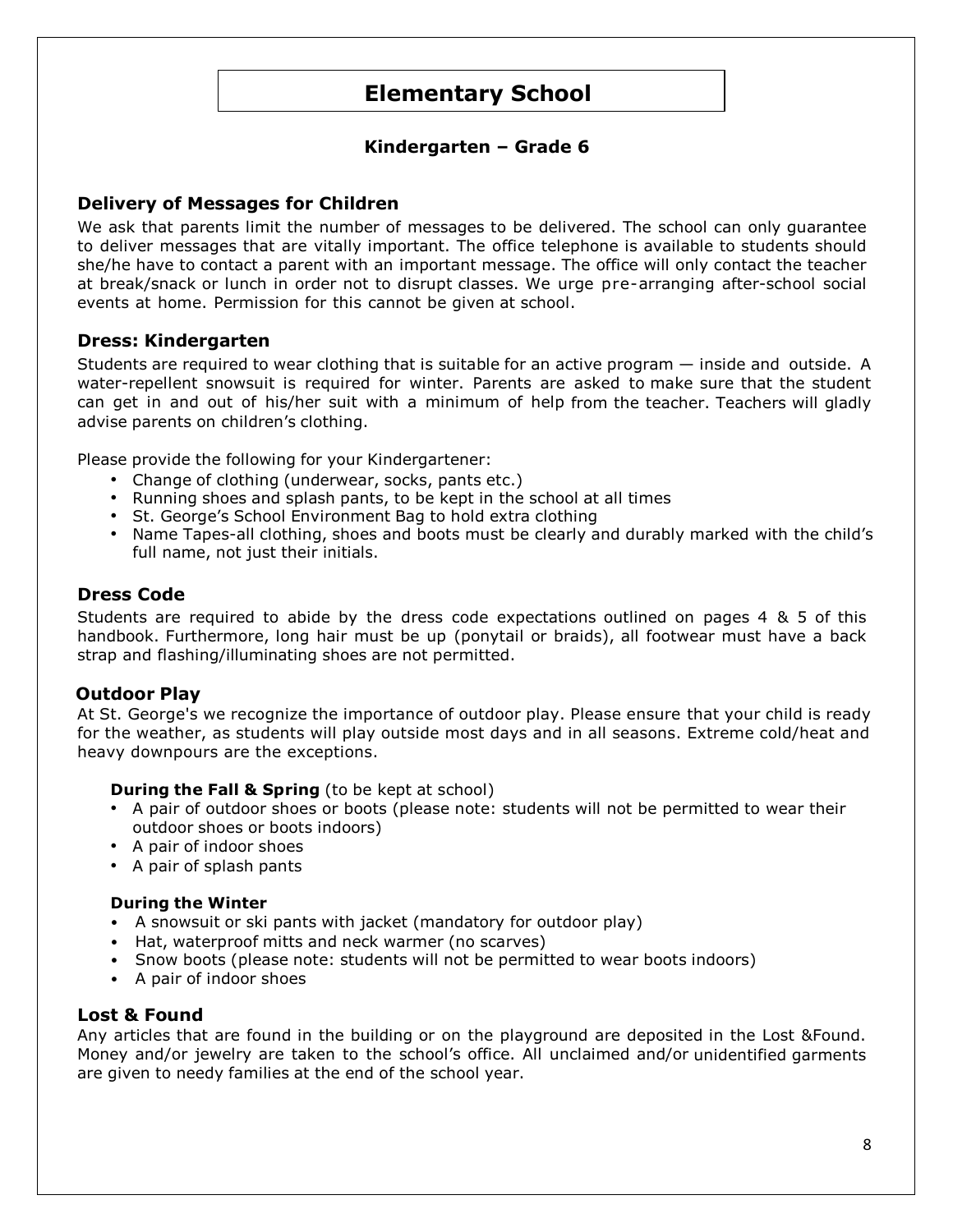# Elementary School

### Kindergarten – Grade 6

## Delivery of Messages for Children

We ask that parents limit the number of messages to be delivered. The school can only guarantee to deliver messages that are vitally important. The office telephone is available to students should she/he have to contact a parent with an important message. The office will only contact the teacher at break/snack or lunch in order not to disrupt classes. We urge pre-arranging after-school social events at home. Permission for this cannot be given at school.

## Dress: Kindergarten

Students are required to wear clothing that is suitable for an active program — inside and outside. A water-repellent snowsuit is required for winter. Parents are asked to make sure that the student can get in and out of his/her suit with a minimum of help from the teacher. Teachers will gladly advise parents on children's clothing.

Please provide the following for your Kindergartener:

- Change of clothing (underwear, socks, pants etc.)
- Running shoes and splash pants, to be kept in the school at all times
- St. George's School Environment Bag to hold extra clothing
- Name Tapes-all clothing, shoes and boots must be clearly and durably marked with the child's full name, not just their initials.

## Dress Code

Students are required to abide by the dress code expectations outlined on pages 4 & 5 of this handbook. Furthermore, long hair must be up (ponytail or braids), all footwear must have a back strap and flashing/illuminating shoes are not permitted.

## Outdoor Play

At St. George's we recognize the importance of outdoor play. Please ensure that your child is ready for the weather, as students will play outside most days and in all seasons. Extreme cold/heat and heavy downpours are the exceptions.

**During the Fall & Spring** (to be kept at school)

- A pair of outdoor shoes or boots (please note: students will not be permitted to wear their outdoor shoes or boots indoors)
- A pair of indoor shoes
- A pair of splash pants

**During the Winter**

- A snowsuit or ski pants with jacket (mandatory for outdoor play)
- Hat, waterproof mitts and neck warmer (no scarves)
- Snow boots (please note: students will not be permitted to wear boots indoors)
- A pair of indoor shoes

## Lost & Found

Any articles that are found in the building or on the playground are deposited in the Lost &Found. Money and/or jewelry are taken to the school's office. All unclaimed and/or unidentified garments are given to needy families at the end of the school year.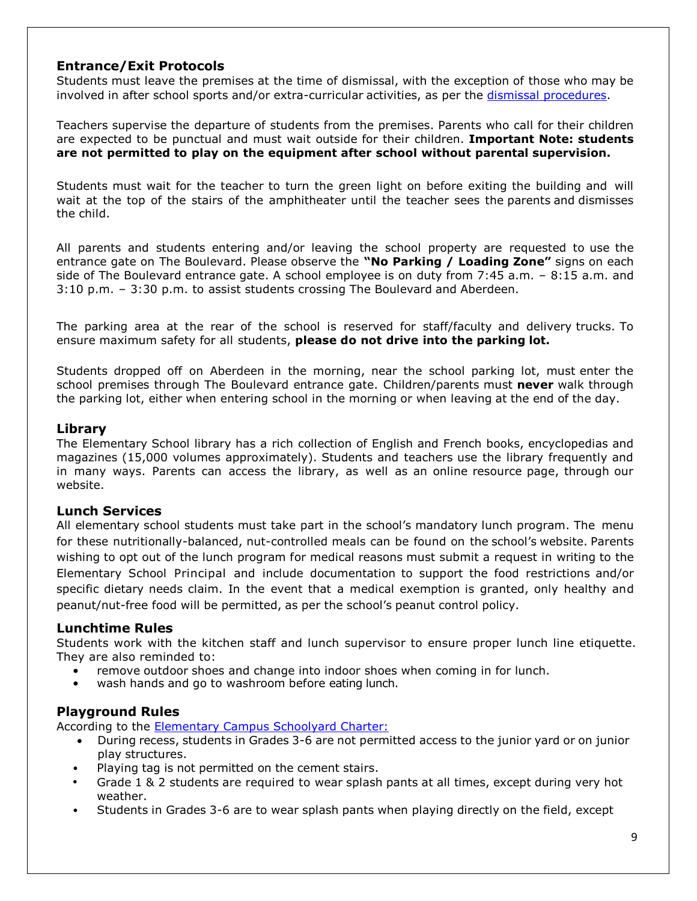## Entrance/Exit Protocols

Students must leave the premises at the time of dismissal, with the exception of those who may be involved in after school sports and/or extra-curricular activities, as per the [dismissal procedures](dismissal procedures).

Teachers supervise the departure of students from the premises. Parents who call for their children are expected to be punctual and must wait outside for their children. **Important Note: students are not permitted to play on the equipment after school without parental supervision.**

Students must wait for the teacher to turn the green light on before exiting the building and will wait at the top of the stairs of the amphitheater until the teacher sees the parents and dismisses the child.

All parents and students entering and/or leaving the school property are requested to use the entrance gate on The Boulevard. Please observe the **"No Parking / Loading Zone"** signs on each side of The Boulevard entrance gate. A school employee is on duty from 7:45 a.m. – 8:15 a.m. and 3:10 p.m. – 3:30 p.m. to assist students crossing The Boulevard and Aberdeen.

The parking area at the rear of the school is reserved for staff/faculty and delivery trucks. To ensure maximum safety for all students, **please do not drive into the parking lot.**

Students dropped off on Aberdeen in the morning, near the school parking lot, must enter the school premises through The Boulevard entrance gate. Children/parents must **never** walk through the parking lot, either when entering school in the morning or when leaving at the end of the day.

## Library

The Elementary School library has a rich collection of English and French books, encyclopedias and magazines (15,000 volumes approximately). Students and teachers use the library frequently and in many ways. Parents can access the library, as well as an online resource page, through our website.

## Lunch Services

All elementary school students must take part in the school's mandatory lunch program. The menu for these nutritionally-balanced, nut-controlled meals can be found on the school's website. Parents wishing to opt out of the lunch program for medical reasons must submit a request in writing to the Elementary School Principal and include documentation to support the food restrictions and/or specific dietary needs claim. In the event that a medical exemption is granted, only healthy and peanut/nut-free food will be permitted, as per the school's peanut control policy.

## Lunchtime Rules

Students work with the kitchen staff and lunch supervisor to ensure proper lunch line etiquette. They are also reminded to:

- remove outdoor shoes and change into indoor shoes when coming in for lunch.
- wash hands and go to washroom before eating lunch.

## Playground Rules

According to the [Elementary Campus Schoolyard Charter:](Elementary Campus Schoolyard Charter)

- During recess, students in Grades 3-6 are not permitted access to the junior yard or on junior play structures.
- Playing tag is not permitted on the cement stairs.
- Grade 1 & 2 students are required to wear splash pants at all times, except during very hot weather.
- Students in Grades 3-6 are to wear splash pants when playing directly on the field, except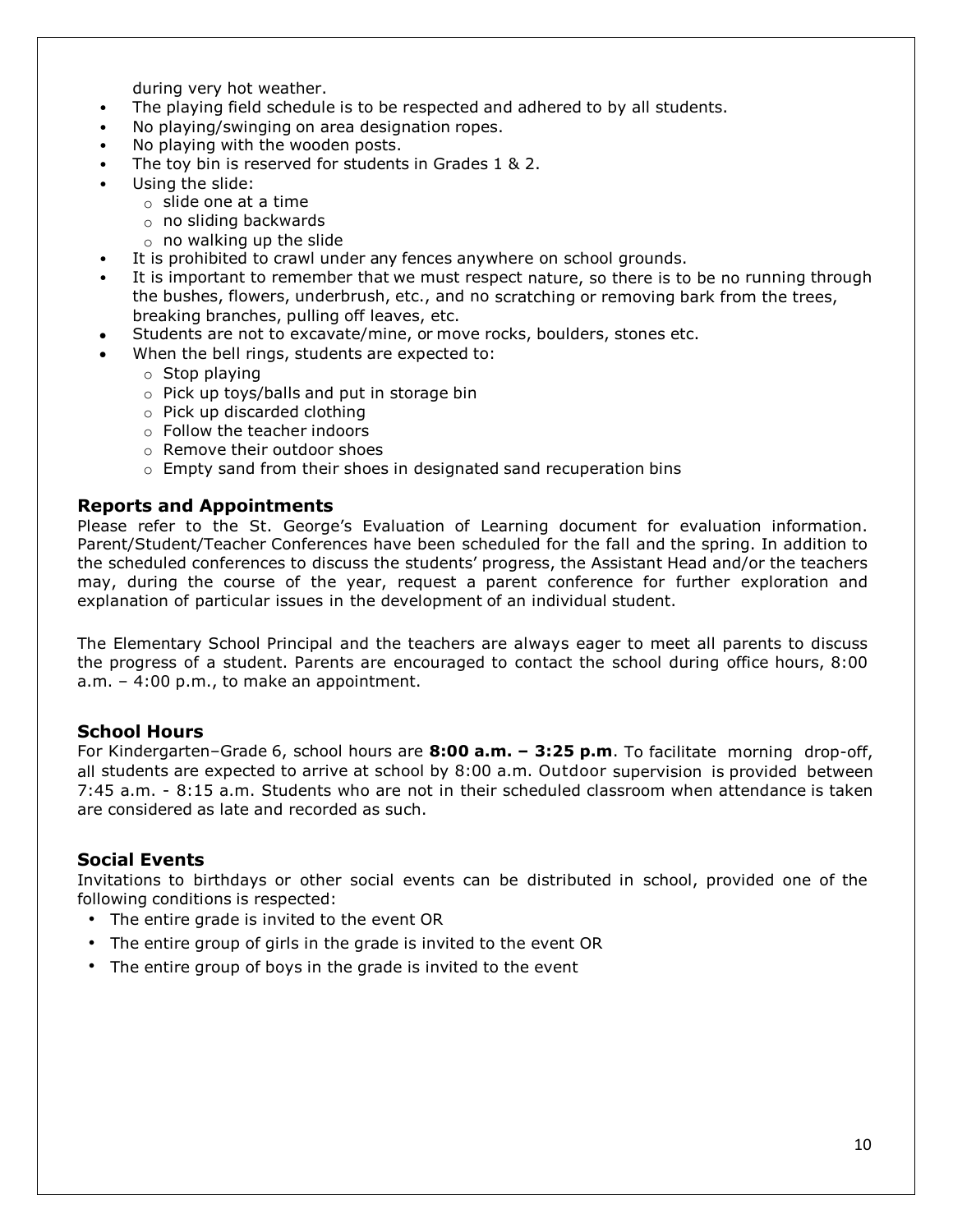during very hot weather.

- The playing field schedule is to be respected and adhered to by all students.
- No playing/swinging on area designation ropes.
- No playing with the wooden posts.
- The toy bin is reserved for students in Grades 1 & 2.
- Using the slide:
  - slide one at a time
  - no sliding backwards
  - no walking up the slide
- It is prohibited to crawl under any fences anywhere on school grounds.
- It is important to remember that we must respect nature, so there is to be no running through the bushes, flowers, underbrush, etc., and no scratching or removing bark from the trees, breaking branches, pulling off leaves, etc.
- Students are not to excavate/mine, or move rocks, boulders, stones etc.
- When the bell rings, students are expected to:
  - Stop playing
  - Pick up toys/balls and put in storage bin
  - Pick up discarded clothing
  - Follow the teacher indoors
  - Remove their outdoor shoes
  - Empty sand from their shoes in designated sand recuperation bins

## Reports and Appointments

Please refer to the St. George's Evaluation of Learning document for evaluation information. Parent/Student/Teacher Conferences have been scheduled for the fall and the spring. In addition to the scheduled conferences to discuss the students' progress, the Assistant Head and/or the teachers may, during the course of the year, request a parent conference for further exploration and explanation of particular issues in the development of an individual student.

The Elementary School Principal and the teachers are always eager to meet all parents to discuss the progress of a student. Parents are encouraged to contact the school during office hours, 8:00 a.m. – 4:00 p.m., to make an appointment.

## School Hours

For Kindergarten–Grade 6, school hours are **8:00 a.m. – 3:25 p.m**. To facilitate morning drop-off, all students are expected to arrive at school by 8:00 a.m. Outdoor supervision is provided between 7:45 a.m. - 8:15 a.m. Students who are not in their scheduled classroom when attendance is taken are considered as late and recorded as such.

## Social Events

Invitations to birthdays or other social events can be distributed in school, provided one of the following conditions is respected:

- The entire grade is invited to the event OR
- The entire group of girls in the grade is invited to the event OR
- The entire group of boys in the grade is invited to the event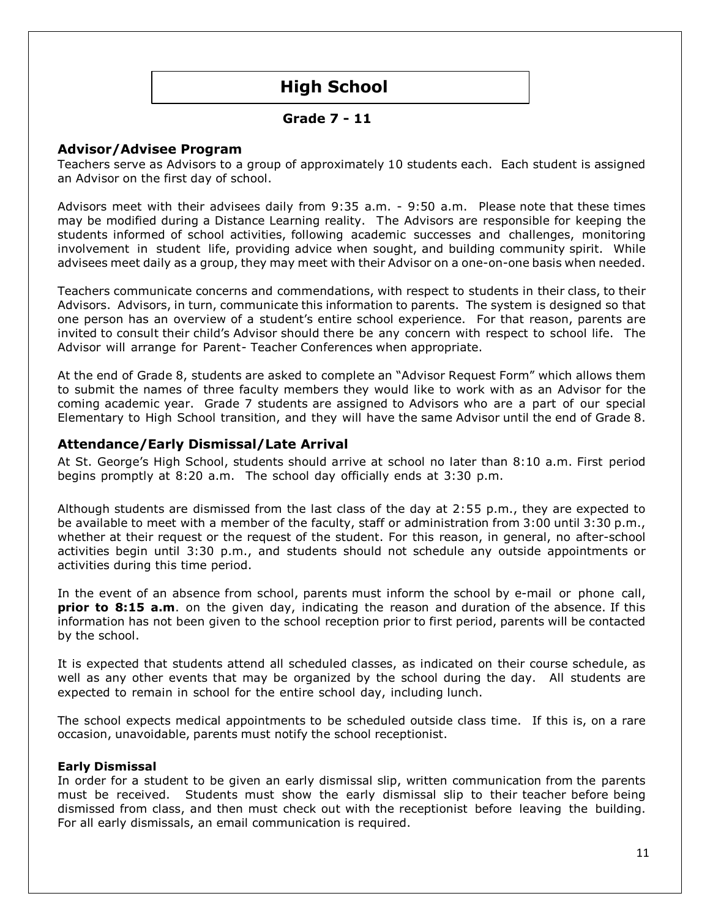# High School

### Grade 7 - 11

## Advisor/Advisee Program

Teachers serve as Advisors to a group of approximately 10 students each. Each student is assigned an Advisor on the first day of school.

Advisors meet with their advisees daily from 9:35 a.m. - 9:50 a.m. Please note that these times may be modified during a Distance Learning reality. The Advisors are responsible for keeping the students informed of school activities, following academic successes and challenges, monitoring involvement in student life, providing advice when sought, and building community spirit. While advisees meet daily as a group, they may meet with their Advisor on a one-on-one basis when needed.

Teachers communicate concerns and commendations, with respect to students in their class, to their Advisors. Advisors, in turn, communicate this information to parents. The system is designed so that one person has an overview of a student's entire school experience. For that reason, parents are invited to consult their child's Advisor should there be any concern with respect to school life. The Advisor will arrange for Parent- Teacher Conferences when appropriate.

At the end of Grade 8, students are asked to complete an "Advisor Request Form" which allows them to submit the names of three faculty members they would like to work with as an Advisor for the coming academic year. Grade 7 students are assigned to Advisors who are a part of our special Elementary to High School transition, and they will have the same Advisor until the end of Grade 8.

## Attendance/Early Dismissal/Late Arrival

At St. George's High School, students should arrive at school no later than 8:10 a.m. First period begins promptly at 8:20 a.m. The school day officially ends at 3:30 p.m.

Although students are dismissed from the last class of the day at 2:55 p.m., they are expected to be available to meet with a member of the faculty, staff or administration from 3:00 until 3:30 p.m., whether at their request or the request of the student. For this reason, in general, no after-school activities begin until 3:30 p.m., and students should not schedule any outside appointments or activities during this time period.

In the event of an absence from school, parents must inform the school by e-mail or phone call, **prior to 8:15 a.m**. on the given day, indicating the reason and duration of the absence. If this information has not been given to the school reception prior to first period, parents will be contacted by the school.

It is expected that students attend all scheduled classes, as indicated on their course schedule, as well as any other events that may be organized by the school during the day. All students are expected to remain in school for the entire school day, including lunch.

The school expects medical appointments to be scheduled outside class time. If this is, on a rare occasion, unavoidable, parents must notify the school receptionist.

### Early Dismissal

In order for a student to be given an early dismissal slip, written communication from the parents must be received. Students must show the early dismissal slip to their teacher before being dismissed from class, and then must check out with the receptionist before leaving the building. For all early dismissals, an email communication is required.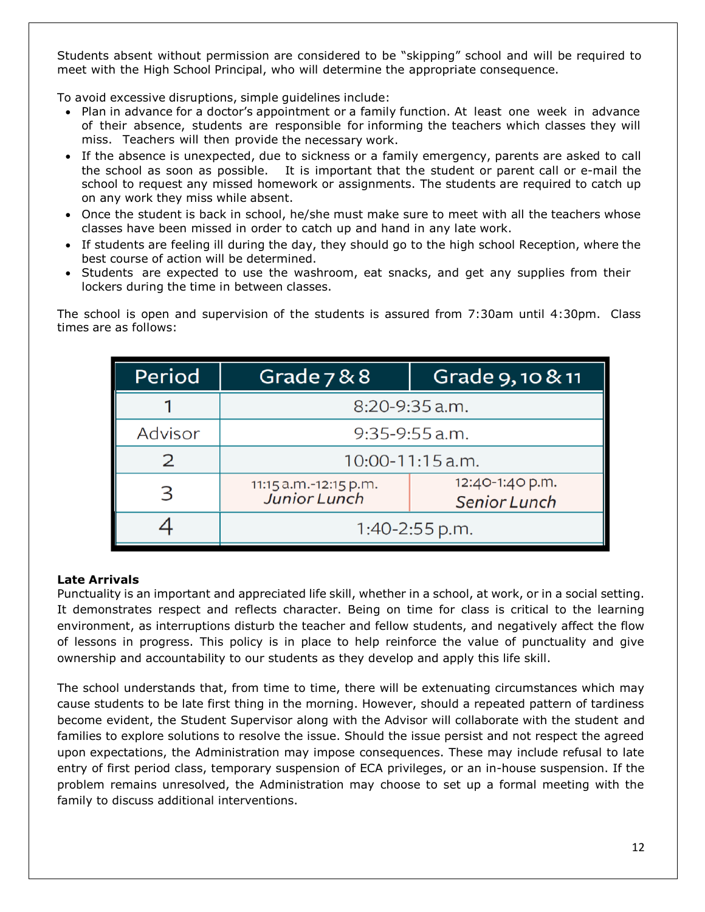Students absent without permission are considered to be "skipping" school and will be required to meet with the High School Principal, who will determine the appropriate consequence.

To avoid excessive disruptions, simple guidelines include:

- Plan in advance for a doctor's appointment or a family function. At least one week in advance of their absence, students are responsible for informing the teachers which classes they will miss. Teachers will then provide the necessary work.
- If the absence is unexpected, due to sickness or a family emergency, parents are asked to call the school as soon as possible. It is important that the student or parent call or e-mail the school to request any missed homework or assignments. The students are required to catch up on any work they miss while absent.
- Once the student is back in school, he/she must make sure to meet with all the teachers whose classes have been missed in order to catch up and hand in any late work.
- If students are feeling ill during the day, they should go to the high school Reception, where the best course of action will be determined.
- Students are expected to use the washroom, eat snacks, and get any supplies from their lockers during the time in between classes.

The school is open and supervision of the students is assured from 7:30am until 4:30pm. Class times are as follows:

| Period | Grade 7 & 8 | Grade 9, 10 & 11 |
|---|---|---|
| 1 | 8:20-9:35 a.m. | |
| Advisor | 9:35-9:55 a.m. | |
| 2 | 10:00-11:15 a.m. | |
| 3 | 11:15 a.m.-12:15 p.m. *Junior Lunch* | 12:40-1:40 p.m. *Senior Lunch* |
| 4 | 1:40-2:55 p.m. | |

**Late Arrivals**

Punctuality is an important and appreciated life skill, whether in a school, at work, or in a social setting. It demonstrates respect and reflects character. Being on time for class is critical to the learning environment, as interruptions disturb the teacher and fellow students, and negatively affect the flow of lessons in progress. This policy is in place to help reinforce the value of punctuality and give ownership and accountability to our students as they develop and apply this life skill.

The school understands that, from time to time, there will be extenuating circumstances which may cause students to be late first thing in the morning. However, should a repeated pattern of tardiness become evident, the Student Supervisor along with the Advisor will collaborate with the student and families to explore solutions to resolve the issue. Should the issue persist and not respect the agreed upon expectations, the Administration may impose consequences. These may include refusal to late entry of first period class, temporary suspension of ECA privileges, or an in-house suspension. If the problem remains unresolved, the Administration may choose to set up a formal meeting with the family to discuss additional interventions.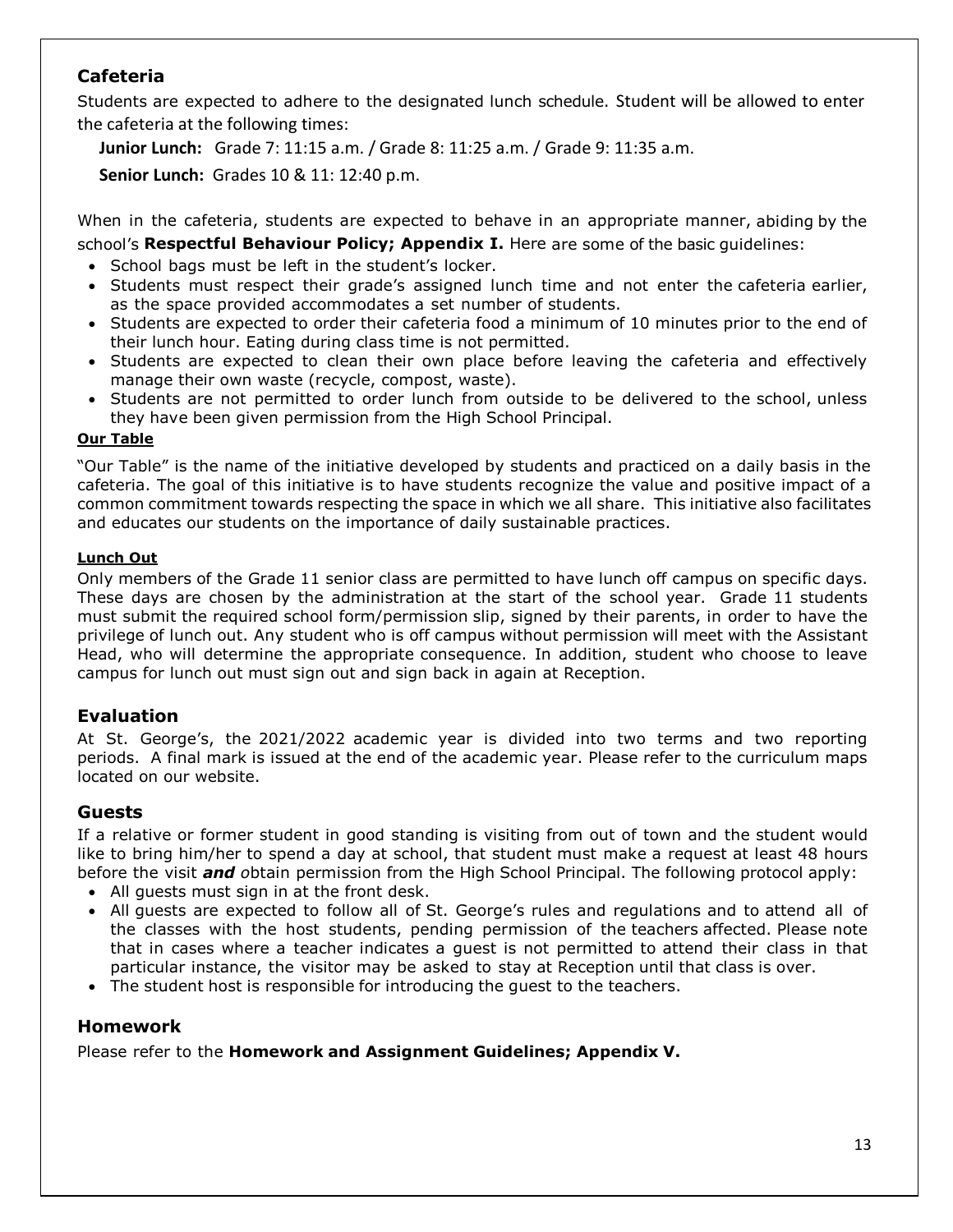## Cafeteria

Students are expected to adhere to the designated lunch schedule. Student will be allowed to enter the cafeteria at the following times:

**Junior Lunch:** Grade 7: 11:15 a.m. / Grade 8: 11:25 a.m. / Grade 9: 11:35 a.m.

**Senior Lunch:** Grades 10 & 11: 12:40 p.m.

When in the cafeteria, students are expected to behave in an appropriate manner, abiding by the school's **Respectful Behaviour Policy; Appendix I.** Here are some of the basic guidelines:

- School bags must be left in the student's locker.
- Students must respect their grade's assigned lunch time and not enter the cafeteria earlier, as the space provided accommodates a set number of students.
- Students are expected to order their cafeteria food a minimum of 10 minutes prior to the end of their lunch hour. Eating during class time is not permitted.
- Students are expected to clean their own place before leaving the cafeteria and effectively manage their own waste (recycle, compost, waste).
- Students are not permitted to order lunch from outside to be delivered to the school, unless they have been given permission from the High School Principal.

#### Our Table

"Our Table" is the name of the initiative developed by students and practiced on a daily basis in the cafeteria. The goal of this initiative is to have students recognize the value and positive impact of a common commitment towards respecting the space in which we all share. This initiative also facilitates and educates our students on the importance of daily sustainable practices.

#### Lunch Out

Only members of the Grade 11 senior class are permitted to have lunch off campus on specific days. These days are chosen by the administration at the start of the school year. Grade 11 students must submit the required school form/permission slip, signed by their parents, in order to have the privilege of lunch out. Any student who is off campus without permission will meet with the Assistant Head, who will determine the appropriate consequence. In addition, student who choose to leave campus for lunch out must sign out and sign back in again at Reception.

## Evaluation

At St. George's, the 2021/2022 academic year is divided into two terms and two reporting periods. A final mark is issued at the end of the academic year. Please refer to the curriculum maps located on our website.

## Guests

If a relative or former student in good standing is visiting from out of town and the student would like to bring him/her to spend a day at school, that student must make a request at least 48 hours before the visit ***and*** obtain permission from the High School Principal. The following protocol apply:

- All guests must sign in at the front desk.
- All guests are expected to follow all of St. George's rules and regulations and to attend all of the classes with the host students, pending permission of the teachers affected. Please note that in cases where a teacher indicates a guest is not permitted to attend their class in that particular instance, the visitor may be asked to stay at Reception until that class is over.
- The student host is responsible for introducing the guest to the teachers.

## Homework

Please refer to the **Homework and Assignment Guidelines; Appendix V.**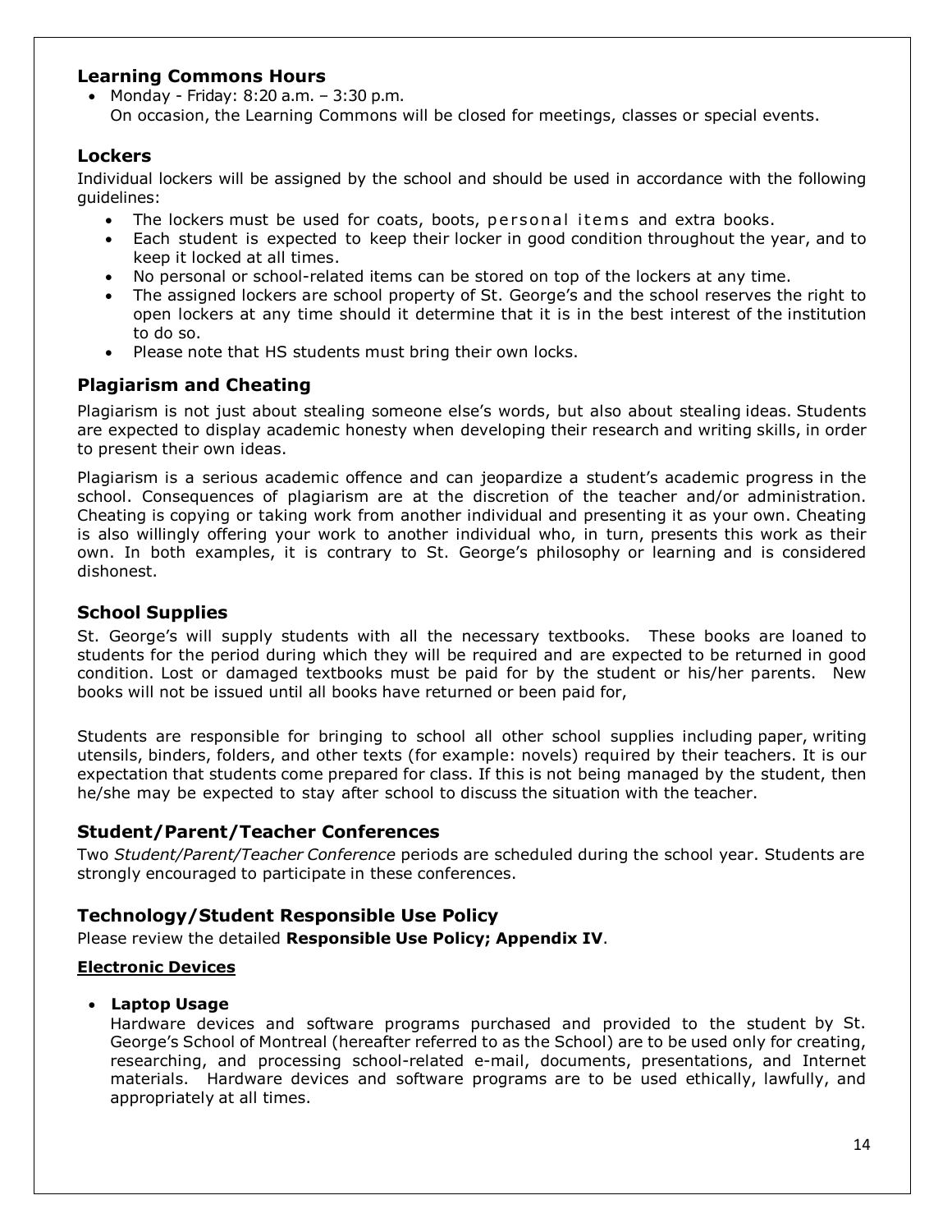## Learning Commons Hours

- Monday - Friday: 8:20 a.m. – 3:30 p.m.
  On occasion, the Learning Commons will be closed for meetings, classes or special events.

## Lockers

Individual lockers will be assigned by the school and should be used in accordance with the following guidelines:

- The lockers must be used for coats, boots, personal items and extra books.
- Each student is expected to keep their locker in good condition throughout the year, and to keep it locked at all times.
- No personal or school-related items can be stored on top of the lockers at any time.
- The assigned lockers are school property of St. George's and the school reserves the right to open lockers at any time should it determine that it is in the best interest of the institution to do so.
- Please note that HS students must bring their own locks.

## Plagiarism and Cheating

Plagiarism is not just about stealing someone else's words, but also about stealing ideas. Students are expected to display academic honesty when developing their research and writing skills, in order to present their own ideas.

Plagiarism is a serious academic offence and can jeopardize a student's academic progress in the school. Consequences of plagiarism are at the discretion of the teacher and/or administration. Cheating is copying or taking work from another individual and presenting it as your own. Cheating is also willingly offering your work to another individual who, in turn, presents this work as their own. In both examples, it is contrary to St. George's philosophy or learning and is considered dishonest.

## School Supplies

St. George's will supply students with all the necessary textbooks. These books are loaned to students for the period during which they will be required and are expected to be returned in good condition. Lost or damaged textbooks must be paid for by the student or his/her parents. New books will not be issued until all books have returned or been paid for,

Students are responsible for bringing to school all other school supplies including paper, writing utensils, binders, folders, and other texts (for example: novels) required by their teachers. It is our expectation that students come prepared for class. If this is not being managed by the student, then he/she may be expected to stay after school to discuss the situation with the teacher.

## Student/Parent/Teacher Conferences

Two *Student/Parent/Teacher Conference* periods are scheduled during the school year. Students are strongly encouraged to participate in these conferences.

## Technology/Student Responsible Use Policy

Please review the detailed **Responsible Use Policy; Appendix IV**.

**Electronic Devices**

- **Laptop Usage**
  Hardware devices and software programs purchased and provided to the student by St. George's School of Montreal (hereafter referred to as the School) are to be used only for creating, researching, and processing school-related e-mail, documents, presentations, and Internet materials. Hardware devices and software programs are to be used ethically, lawfully, and appropriately at all times.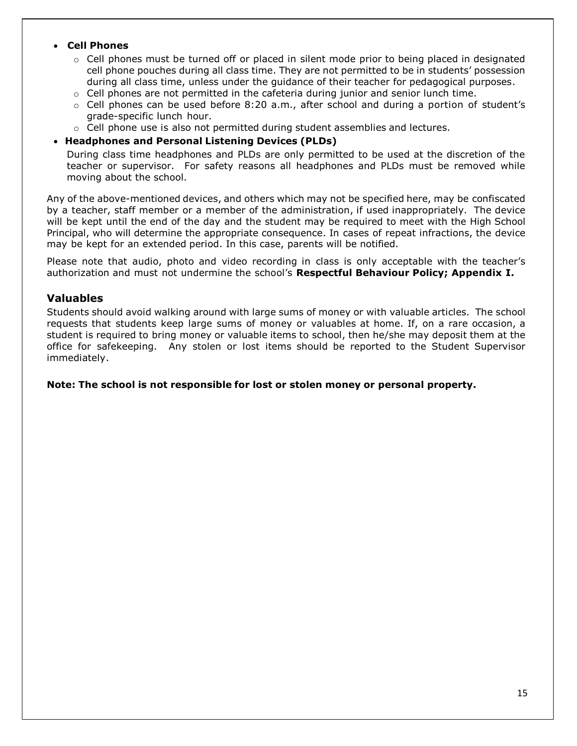- **Cell Phones**
  - Cell phones must be turned off or placed in silent mode prior to being placed in designated cell phone pouches during all class time. They are not permitted to be in students' possession during all class time, unless under the guidance of their teacher for pedagogical purposes.
  - Cell phones are not permitted in the cafeteria during junior and senior lunch time.
  - Cell phones can be used before 8:20 a.m., after school and during a portion of student's grade-specific lunch hour.
  - Cell phone use is also not permitted during student assemblies and lectures.
- **Headphones and Personal Listening Devices (PLDs)**

  During class time headphones and PLDs are only permitted to be used at the discretion of the teacher or supervisor. For safety reasons all headphones and PLDs must be removed while moving about the school.

Any of the above-mentioned devices, and others which may not be specified here, may be confiscated by a teacher, staff member or a member of the administration, if used inappropriately. The device will be kept until the end of the day and the student may be required to meet with the High School Principal, who will determine the appropriate consequence. In cases of repeat infractions, the device may be kept for an extended period. In this case, parents will be notified.

Please note that audio, photo and video recording in class is only acceptable with the teacher's authorization and must not undermine the school's **Respectful Behaviour Policy; Appendix I.**

## Valuables

Students should avoid walking around with large sums of money or with valuable articles. The school requests that students keep large sums of money or valuables at home. If, on a rare occasion, a student is required to bring money or valuable items to school, then he/she may deposit them at the office for safekeeping. Any stolen or lost items should be reported to the Student Supervisor immediately.

**Note: The school is not responsible for lost or stolen money or personal property.**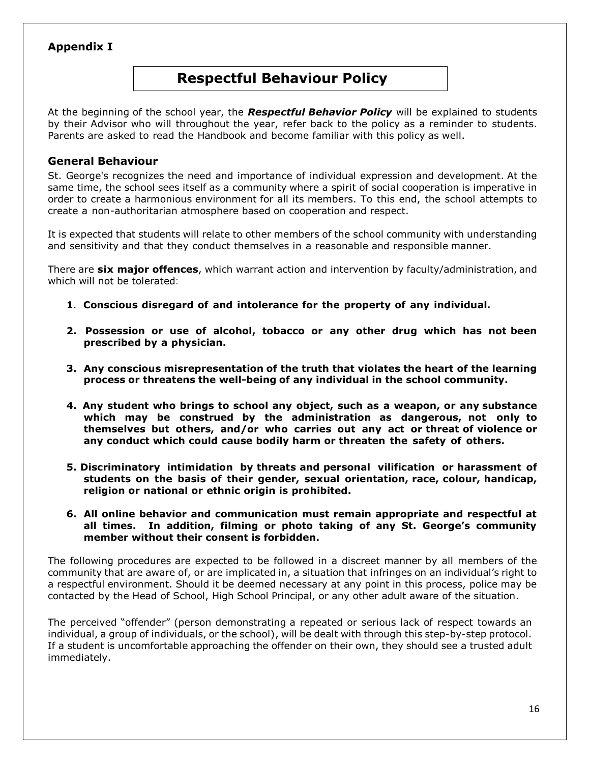**Appendix I**

# Respectful Behaviour Policy

At the beginning of the school year, the ***Respectful Behavior Policy*** will be explained to students by their Advisor who will throughout the year, refer back to the policy as a reminder to students. Parents are asked to read the Handbook and become familiar with this policy as well.

## General Behaviour

St. George's recognizes the need and importance of individual expression and development. At the same time, the school sees itself as a community where a spirit of social cooperation is imperative in order to create a harmonious environment for all its members. To this end, the school attempts to create a non-authoritarian atmosphere based on cooperation and respect.

It is expected that students will relate to other members of the school community with understanding and sensitivity and that they conduct themselves in a reasonable and responsible manner.

There are **six major offences**, which warrant action and intervention by faculty/administration, and which will not be tolerated:

1. **Conscious disregard of and intolerance for the property of any individual.**

2. **Possession or use of alcohol, tobacco or any other drug which has not been prescribed by a physician.**

3. **Any conscious misrepresentation of the truth that violates the heart of the learning process or threatens the well-being of any individual in the school community.**

4. **Any student who brings to school any object, such as a weapon, or any substance which may be construed by the administration as dangerous, not only to themselves but others, and/or who carries out any act or threat of violence or any conduct which could cause bodily harm or threaten the safety of others.**

5. **Discriminatory intimidation by threats and personal vilification or harassment of students on the basis of their gender, sexual orientation, race, colour, handicap, religion or national or ethnic origin is prohibited.**

6. **All online behavior and communication must remain appropriate and respectful at all times. In addition, filming or photo taking of any St. George's community member without their consent is forbidden.**

The following procedures are expected to be followed in a discreet manner by all members of the community that are aware of, or are implicated in, a situation that infringes on an individual's right to a respectful environment. Should it be deemed necessary at any point in this process, police may be contacted by the Head of School, High School Principal, or any other adult aware of the situation.

The perceived "offender" (person demonstrating a repeated or serious lack of respect towards an individual, a group of individuals, or the school), will be dealt with through this step-by-step protocol. If a student is uncomfortable approaching the offender on their own, they should see a trusted adult immediately.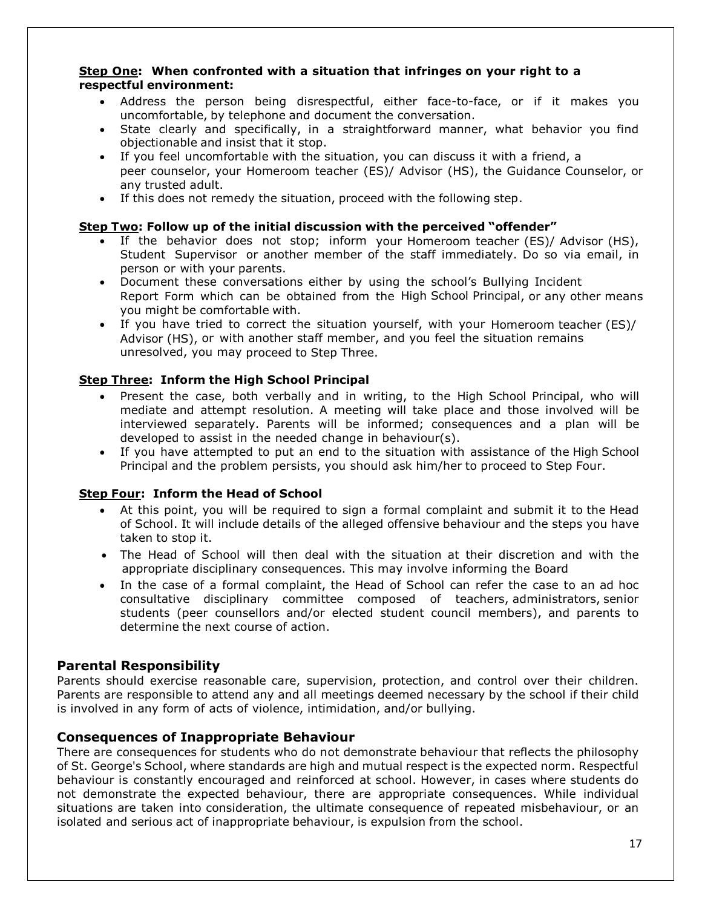**Step One: When confronted with a situation that infringes on your right to a respectful environment:**

- Address the person being disrespectful, either face-to-face, or if it makes you uncomfortable, by telephone and document the conversation.
- State clearly and specifically, in a straightforward manner, what behavior you find objectionable and insist that it stop.
- If you feel uncomfortable with the situation, you can discuss it with a friend, a peer counselor, your Homeroom teacher (ES)/ Advisor (HS), the Guidance Counselor, or any trusted adult.
- If this does not remedy the situation, proceed with the following step.

**Step Two: Follow up of the initial discussion with the perceived "offender"**

- If the behavior does not stop; inform your Homeroom teacher (ES)/ Advisor (HS), Student Supervisor or another member of the staff immediately. Do so via email, in person or with your parents.
- Document these conversations either by using the school's Bullying Incident Report Form which can be obtained from the High School Principal, or any other means you might be comfortable with.
- If you have tried to correct the situation yourself, with your Homeroom teacher (ES)/ Advisor (HS), or with another staff member, and you feel the situation remains unresolved, you may proceed to Step Three.

**Step Three: Inform the High School Principal**

- Present the case, both verbally and in writing, to the High School Principal, who will mediate and attempt resolution. A meeting will take place and those involved will be interviewed separately. Parents will be informed; consequences and a plan will be developed to assist in the needed change in behaviour(s).
- If you have attempted to put an end to the situation with assistance of the High School Principal and the problem persists, you should ask him/her to proceed to Step Four.

**Step Four: Inform the Head of School**

- At this point, you will be required to sign a formal complaint and submit it to the Head of School. It will include details of the alleged offensive behaviour and the steps you have taken to stop it.
- The Head of School will then deal with the situation at their discretion and with the appropriate disciplinary consequences. This may involve informing the Board
- In the case of a formal complaint, the Head of School can refer the case to an ad hoc consultative disciplinary committee composed of teachers, administrators, senior students (peer counsellors and/or elected student council members), and parents to determine the next course of action.

## Parental Responsibility

Parents should exercise reasonable care, supervision, protection, and control over their children. Parents are responsible to attend any and all meetings deemed necessary by the school if their child is involved in any form of acts of violence, intimidation, and/or bullying.

## Consequences of Inappropriate Behaviour

There are consequences for students who do not demonstrate behaviour that reflects the philosophy of St. George's School, where standards are high and mutual respect is the expected norm. Respectful behaviour is constantly encouraged and reinforced at school. However, in cases where students do not demonstrate the expected behaviour, there are appropriate consequences. While individual situations are taken into consideration, the ultimate consequence of repeated misbehaviour, or an isolated and serious act of inappropriate behaviour, is expulsion from the school.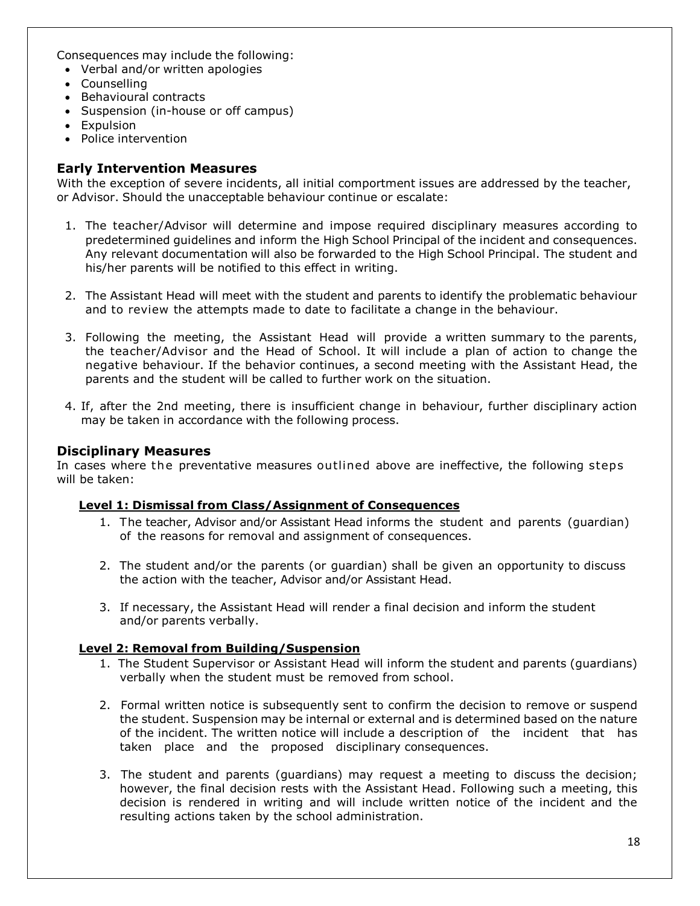Consequences may include the following:

- Verbal and/or written apologies
- Counselling
- Behavioural contracts
- Suspension (in-house or off campus)
- Expulsion
- Police intervention

## Early Intervention Measures

With the exception of severe incidents, all initial comportment issues are addressed by the teacher, or Advisor. Should the unacceptable behaviour continue or escalate:

1. The teacher/Advisor will determine and impose required disciplinary measures according to predetermined guidelines and inform the High School Principal of the incident and consequences. Any relevant documentation will also be forwarded to the High School Principal. The student and his/her parents will be notified to this effect in writing.

2. The Assistant Head will meet with the student and parents to identify the problematic behaviour and to review the attempts made to date to facilitate a change in the behaviour.

3. Following the meeting, the Assistant Head will provide a written summary to the parents, the teacher/Advisor and the Head of School. It will include a plan of action to change the negative behaviour. If the behavior continues, a second meeting with the Assistant Head, the parents and the student will be called to further work on the situation.

4. If, after the 2nd meeting, there is insufficient change in behaviour, further disciplinary action may be taken in accordance with the following process.

## Disciplinary Measures

In cases where the preventative measures outlined above are ineffective, the following steps will be taken:

### Level 1: Dismissal from Class/Assignment of Consequences

1. The teacher, Advisor and/or Assistant Head informs the student and parents (guardian) of the reasons for removal and assignment of consequences.

2. The student and/or the parents (or guardian) shall be given an opportunity to discuss the action with the teacher, Advisor and/or Assistant Head.

3. If necessary, the Assistant Head will render a final decision and inform the student and/or parents verbally.

### Level 2: Removal from Building/Suspension

1. The Student Supervisor or Assistant Head will inform the student and parents (guardians) verbally when the student must be removed from school.

2. Formal written notice is subsequently sent to confirm the decision to remove or suspend the student. Suspension may be internal or external and is determined based on the nature of the incident. The written notice will include a description of the incident that has taken place and the proposed disciplinary consequences.

3. The student and parents (guardians) may request a meeting to discuss the decision; however, the final decision rests with the Assistant Head. Following such a meeting, this decision is rendered in writing and will include written notice of the incident and the resulting actions taken by the school administration.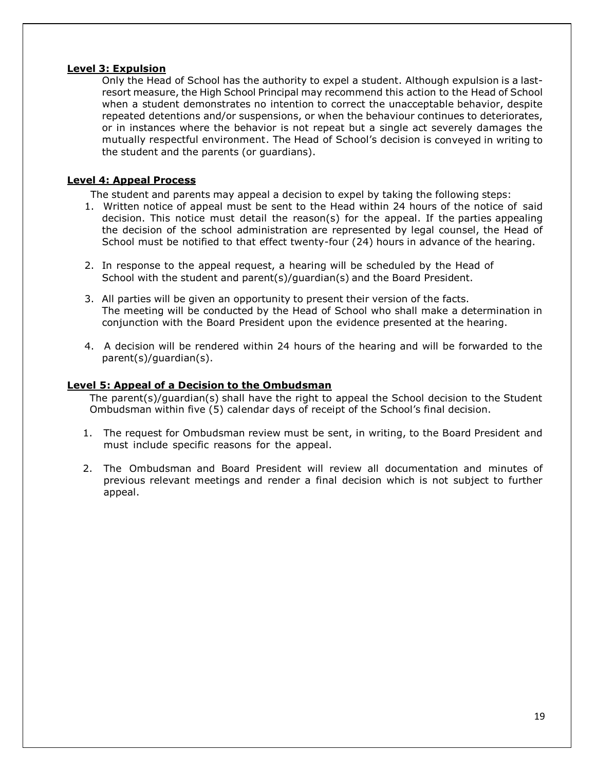**Level 3: Expulsion**

Only the Head of School has the authority to expel a student. Although expulsion is a last-resort measure, the High School Principal may recommend this action to the Head of School when a student demonstrates no intention to correct the unacceptable behavior, despite repeated detentions and/or suspensions, or when the behaviour continues to deteriorates, or in instances where the behavior is not repeat but a single act severely damages the mutually respectful environment. The Head of School's decision is conveyed in writing to the student and the parents (or guardians).

**Level 4: Appeal Process**

The student and parents may appeal a decision to expel by taking the following steps:

1. Written notice of appeal must be sent to the Head within 24 hours of the notice of said decision. This notice must detail the reason(s) for the appeal. If the parties appealing the decision of the school administration are represented by legal counsel, the Head of School must be notified to that effect twenty-four (24) hours in advance of the hearing.

2. In response to the appeal request, a hearing will be scheduled by the Head of School with the student and parent(s)/guardian(s) and the Board President.

3. All parties will be given an opportunity to present their version of the facts. The meeting will be conducted by the Head of School who shall make a determination in conjunction with the Board President upon the evidence presented at the hearing.

4. A decision will be rendered within 24 hours of the hearing and will be forwarded to the parent(s)/guardian(s).

**Level 5: Appeal of a Decision to the Ombudsman**

The parent(s)/guardian(s) shall have the right to appeal the School decision to the Student Ombudsman within five (5) calendar days of receipt of the School's final decision.

1. The request for Ombudsman review must be sent, in writing, to the Board President and must include specific reasons for the appeal.

2. The Ombudsman and Board President will review all documentation and minutes of previous relevant meetings and render a final decision which is not subject to further appeal.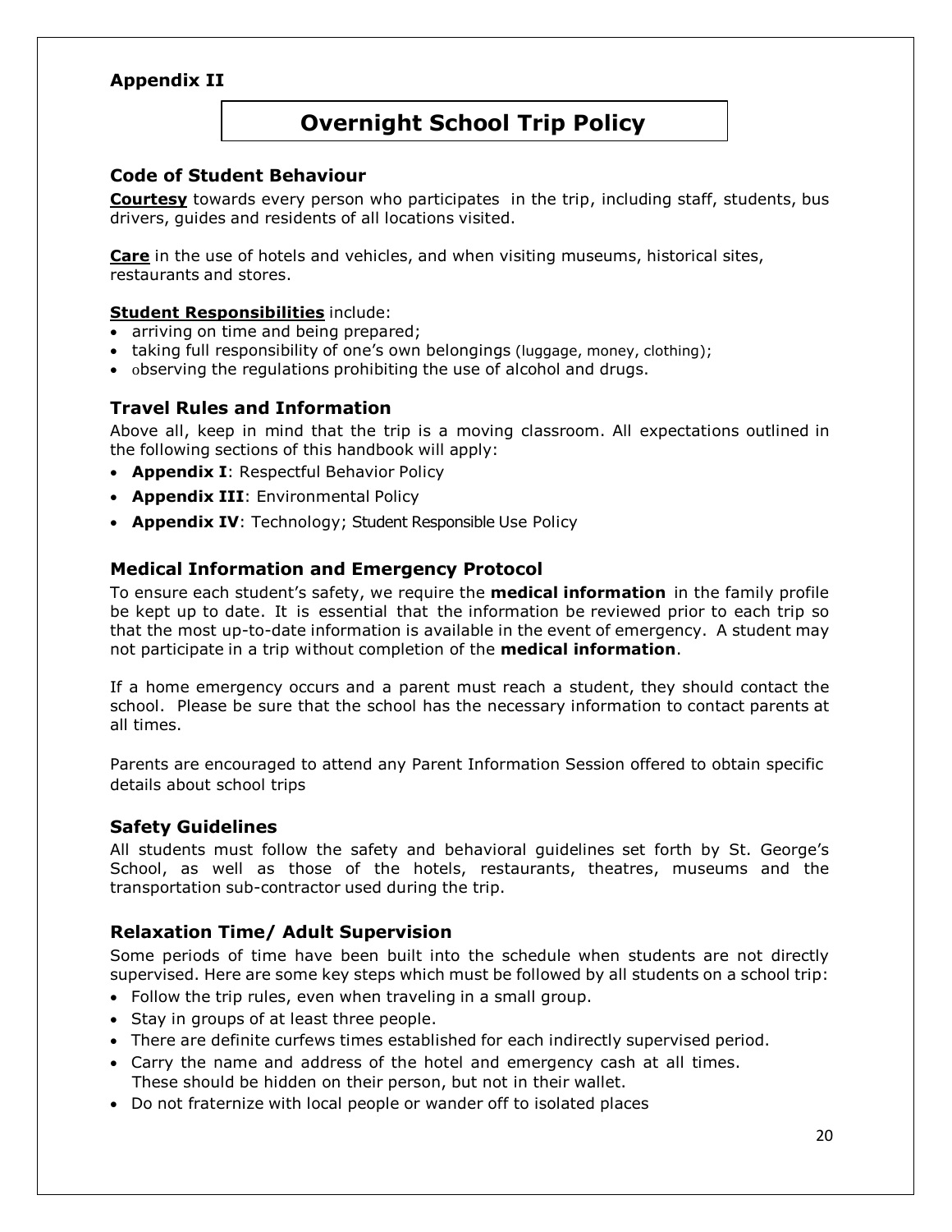**Appendix II**

# Overnight School Trip Policy

## Code of Student Behaviour

**Courtesy** towards every person who participates in the trip, including staff, students, bus drivers, guides and residents of all locations visited.

**Care** in the use of hotels and vehicles, and when visiting museums, historical sites, restaurants and stores.

**Student Responsibilities** include:

- arriving on time and being prepared;
- taking full responsibility of one's own belongings (luggage, money, clothing);
- observing the regulations prohibiting the use of alcohol and drugs.

## Travel Rules and Information

Above all, keep in mind that the trip is a moving classroom. All expectations outlined in the following sections of this handbook will apply:

- **Appendix I**: Respectful Behavior Policy
- **Appendix III**: Environmental Policy
- **Appendix IV**: Technology; Student Responsible Use Policy

## Medical Information and Emergency Protocol

To ensure each student's safety, we require the **medical information** in the family profile be kept up to date. It is essential that the information be reviewed prior to each trip so that the most up-to-date information is available in the event of emergency. A student may not participate in a trip without completion of the **medical information**.

If a home emergency occurs and a parent must reach a student, they should contact the school. Please be sure that the school has the necessary information to contact parents at all times.

Parents are encouraged to attend any Parent Information Session offered to obtain specific details about school trips

## Safety Guidelines

All students must follow the safety and behavioral guidelines set forth by St. George's School, as well as those of the hotels, restaurants, theatres, museums and the transportation sub-contractor used during the trip.

## Relaxation Time/ Adult Supervision

Some periods of time have been built into the schedule when students are not directly supervised. Here are some key steps which must be followed by all students on a school trip:

- Follow the trip rules, even when traveling in a small group.
- Stay in groups of at least three people.
- There are definite curfews times established for each indirectly supervised period.
- Carry the name and address of the hotel and emergency cash at all times. These should be hidden on their person, but not in their wallet.
- Do not fraternize with local people or wander off to isolated places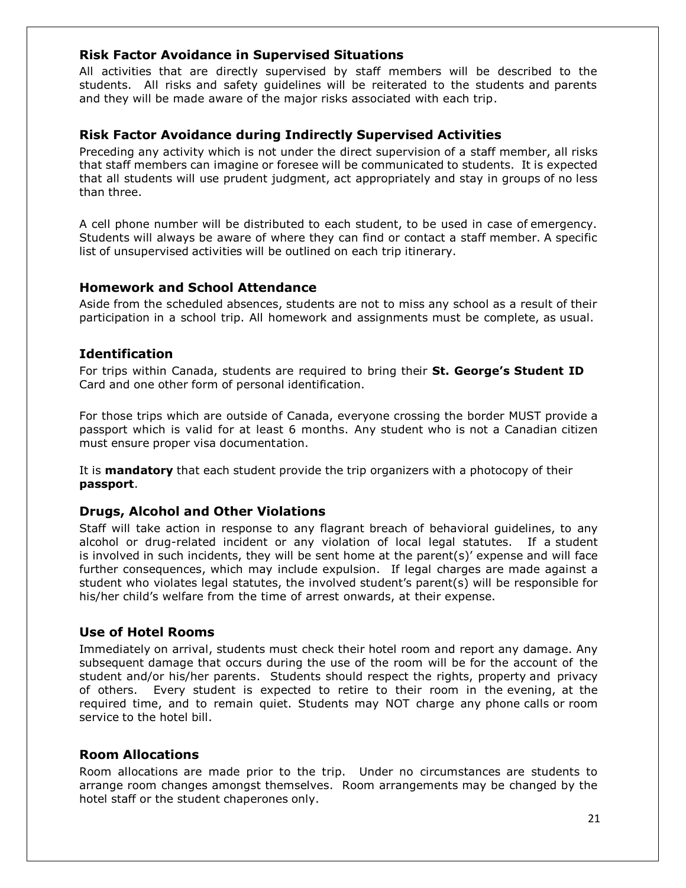### Risk Factor Avoidance in Supervised Situations

All activities that are directly supervised by staff members will be described to the students. All risks and safety guidelines will be reiterated to the students and parents and they will be made aware of the major risks associated with each trip.

### Risk Factor Avoidance during Indirectly Supervised Activities

Preceding any activity which is not under the direct supervision of a staff member, all risks that staff members can imagine or foresee will be communicated to students. It is expected that all students will use prudent judgment, act appropriately and stay in groups of no less than three.

A cell phone number will be distributed to each student, to be used in case of emergency. Students will always be aware of where they can find or contact a staff member. A specific list of unsupervised activities will be outlined on each trip itinerary.

### Homework and School Attendance

Aside from the scheduled absences, students are not to miss any school as a result of their participation in a school trip. All homework and assignments must be complete, as usual.

### Identification

For trips within Canada, students are required to bring their **St. George's Student ID** Card and one other form of personal identification.

For those trips which are outside of Canada, everyone crossing the border MUST provide a passport which is valid for at least 6 months. Any student who is not a Canadian citizen must ensure proper visa documentation.

It is **mandatory** that each student provide the trip organizers with a photocopy of their **passport**.

### Drugs, Alcohol and Other Violations

Staff will take action in response to any flagrant breach of behavioral guidelines, to any alcohol or drug-related incident or any violation of local legal statutes. If a student is involved in such incidents, they will be sent home at the parent(s)' expense and will face further consequences, which may include expulsion. If legal charges are made against a student who violates legal statutes, the involved student's parent(s) will be responsible for his/her child's welfare from the time of arrest onwards, at their expense.

### Use of Hotel Rooms

Immediately on arrival, students must check their hotel room and report any damage. Any subsequent damage that occurs during the use of the room will be for the account of the student and/or his/her parents. Students should respect the rights, property and privacy of others. Every student is expected to retire to their room in the evening, at the required time, and to remain quiet. Students may NOT charge any phone calls or room service to the hotel bill.

### Room Allocations

Room allocations are made prior to the trip. Under no circumstances are students to arrange room changes amongst themselves. Room arrangements may be changed by the hotel staff or the student chaperones only.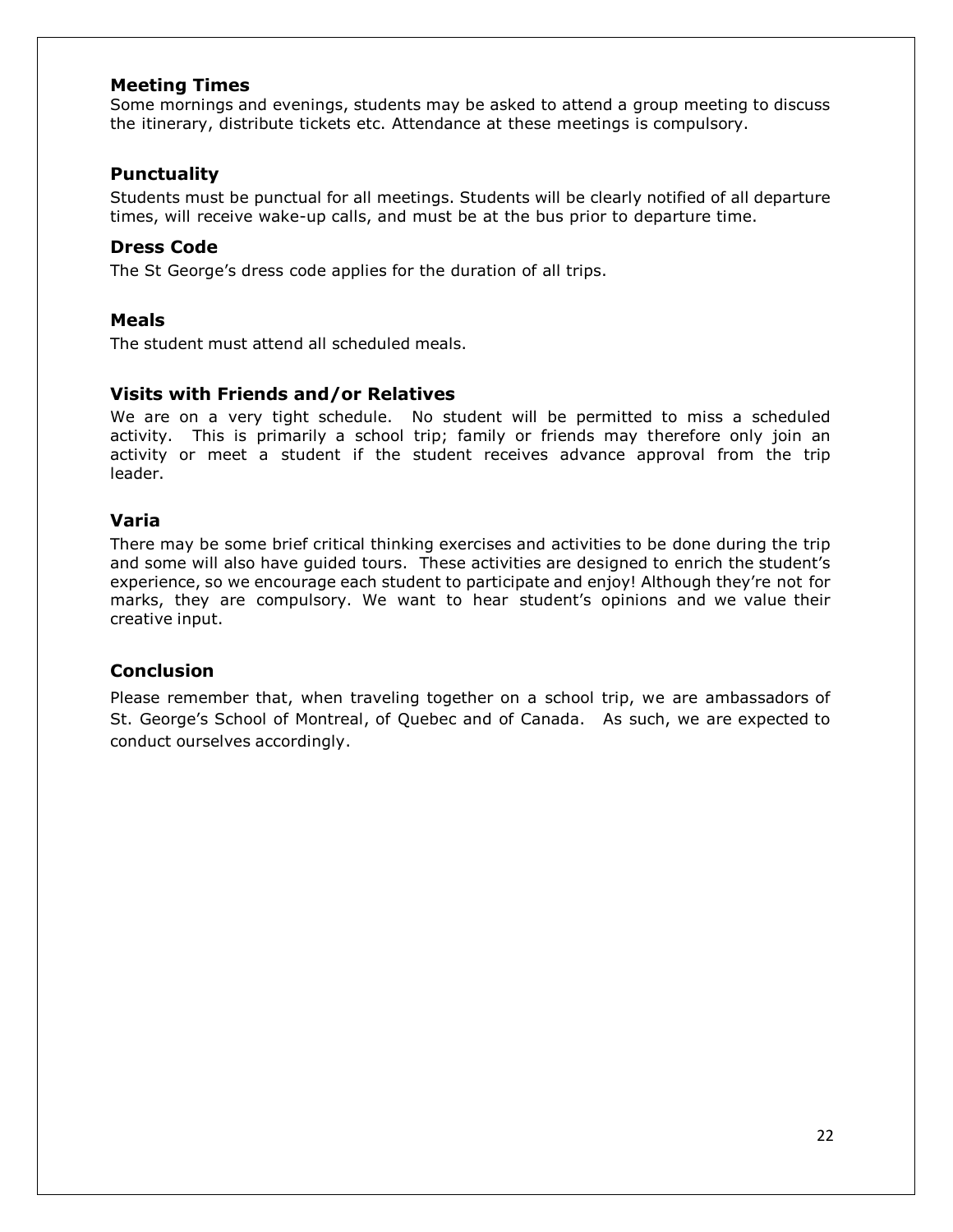### Meeting Times

Some mornings and evenings, students may be asked to attend a group meeting to discuss the itinerary, distribute tickets etc. Attendance at these meetings is compulsory.

### Punctuality

Students must be punctual for all meetings. Students will be clearly notified of all departure times, will receive wake-up calls, and must be at the bus prior to departure time.

### Dress Code

The St George's dress code applies for the duration of all trips.

### Meals

The student must attend all scheduled meals.

### Visits with Friends and/or Relatives

We are on a very tight schedule. No student will be permitted to miss a scheduled activity. This is primarily a school trip; family or friends may therefore only join an activity or meet a student if the student receives advance approval from the trip leader.

### Varia

There may be some brief critical thinking exercises and activities to be done during the trip and some will also have guided tours. These activities are designed to enrich the student's experience, so we encourage each student to participate and enjoy! Although they're not for marks, they are compulsory. We want to hear student's opinions and we value their creative input.

### Conclusion

Please remember that, when traveling together on a school trip, we are ambassadors of St. George's School of Montreal, of Quebec and of Canada. As such, we are expected to conduct ourselves accordingly.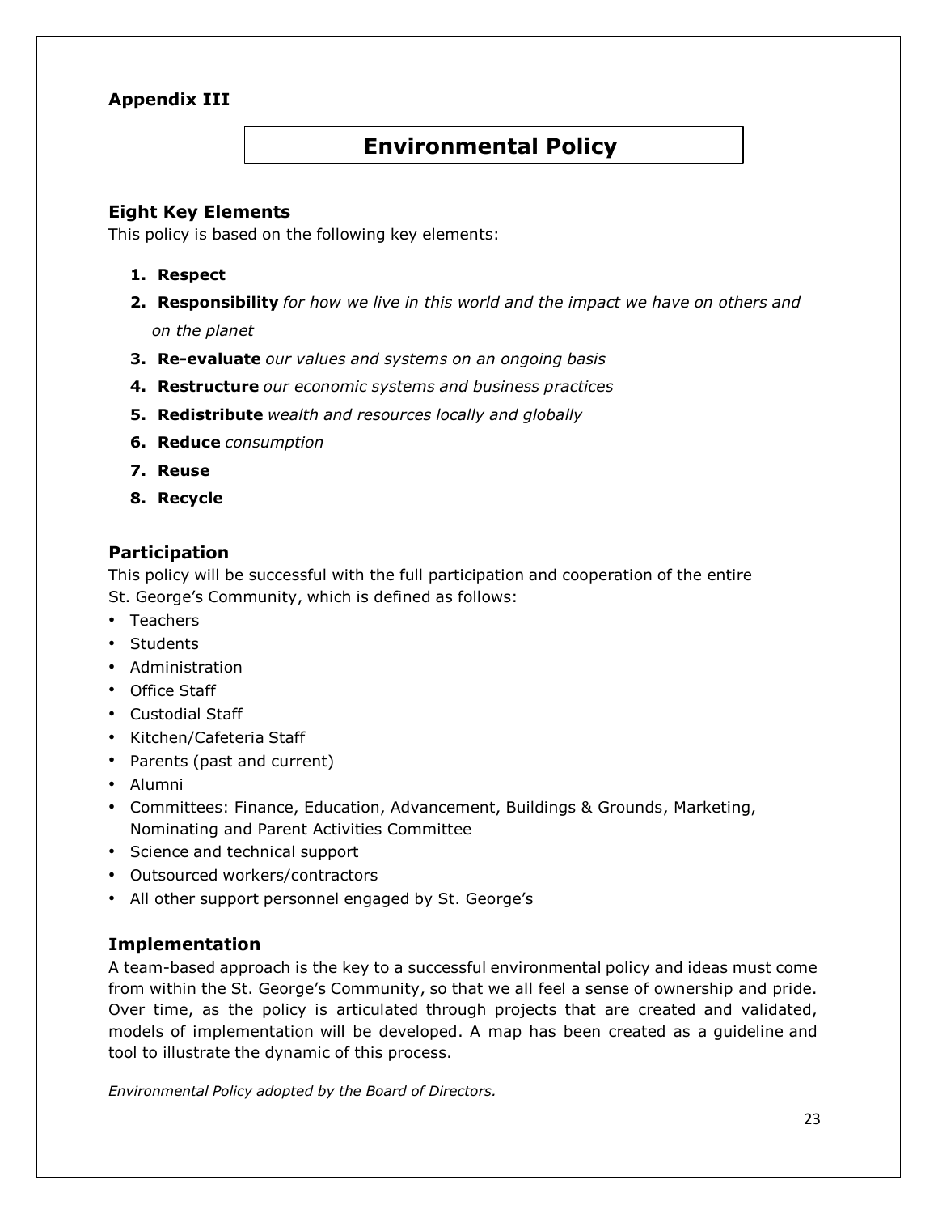**Appendix III**

# Environmental Policy

## Eight Key Elements

This policy is based on the following key elements:

1. **Respect**
2. **Responsibility** *for how we live in this world and the impact we have on others and on the planet*
3. **Re-evaluate** *our values and systems on an ongoing basis*
4. **Restructure** *our economic systems and business practices*
5. **Redistribute** *wealth and resources locally and globally*
6. **Reduce** *consumption*
7. **Reuse**
8. **Recycle**

## Participation

This policy will be successful with the full participation and cooperation of the entire St. George's Community, which is defined as follows:

- Teachers
- Students
- Administration
- Office Staff
- Custodial Staff
- Kitchen/Cafeteria Staff
- Parents (past and current)
- Alumni
- Committees: Finance, Education, Advancement, Buildings & Grounds, Marketing, Nominating and Parent Activities Committee
- Science and technical support
- Outsourced workers/contractors
- All other support personnel engaged by St. George's

## Implementation

A team-based approach is the key to a successful environmental policy and ideas must come from within the St. George's Community, so that we all feel a sense of ownership and pride. Over time, as the policy is articulated through projects that are created and validated, models of implementation will be developed. A map has been created as a guideline and tool to illustrate the dynamic of this process.

*Environmental Policy adopted by the Board of Directors.*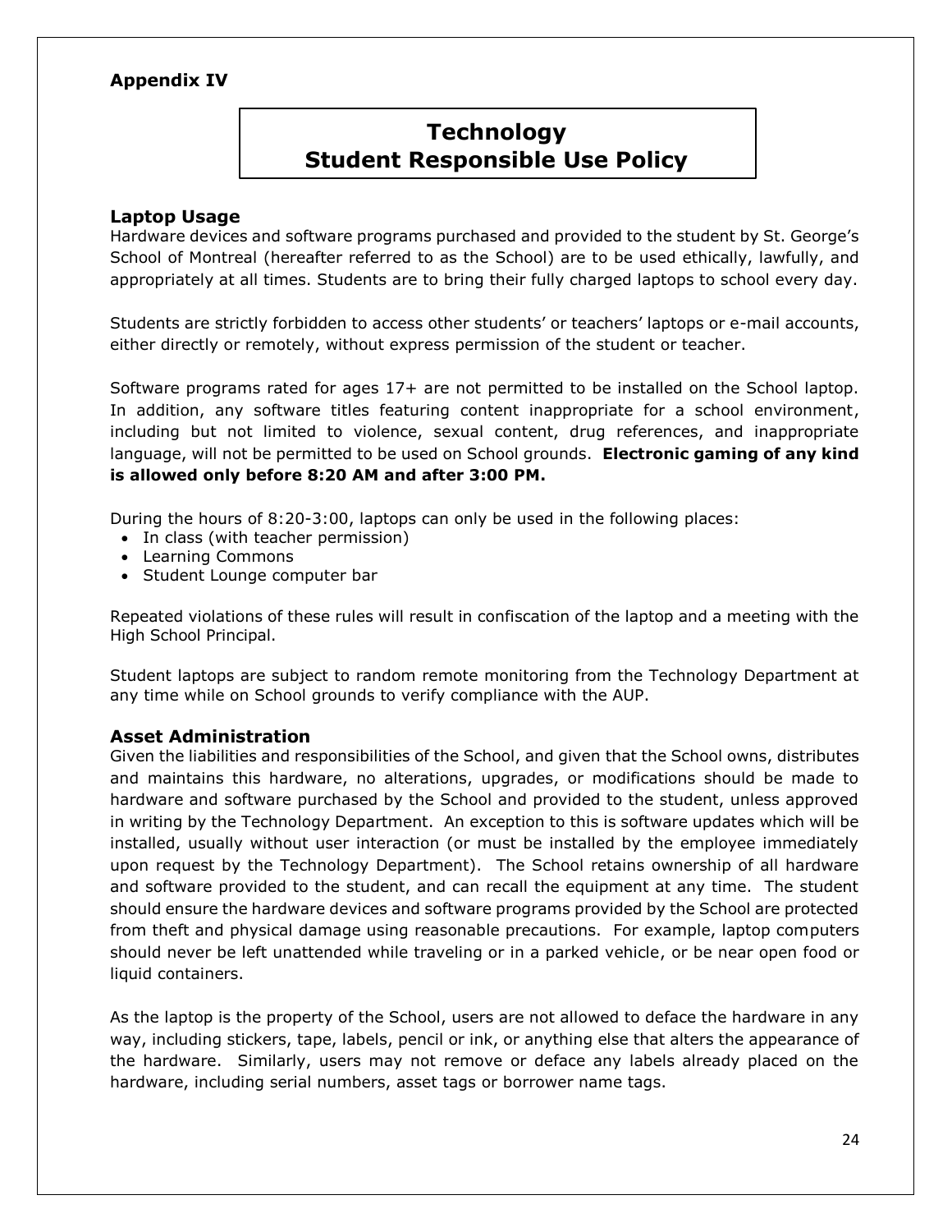**Appendix IV**

# Technology
# Student Responsible Use Policy

## Laptop Usage

Hardware devices and software programs purchased and provided to the student by St. George's School of Montreal (hereafter referred to as the School) are to be used ethically, lawfully, and appropriately at all times. Students are to bring their fully charged laptops to school every day.

Students are strictly forbidden to access other students' or teachers' laptops or e-mail accounts, either directly or remotely, without express permission of the student or teacher.

Software programs rated for ages 17+ are not permitted to be installed on the School laptop. In addition, any software titles featuring content inappropriate for a school environment, including but not limited to violence, sexual content, drug references, and inappropriate language, will not be permitted to be used on School grounds. **Electronic gaming of any kind is allowed only before 8:20 AM and after 3:00 PM.**

During the hours of 8:20-3:00, laptops can only be used in the following places:

- In class (with teacher permission)
- Learning Commons
- Student Lounge computer bar

Repeated violations of these rules will result in confiscation of the laptop and a meeting with the High School Principal.

Student laptops are subject to random remote monitoring from the Technology Department at any time while on School grounds to verify compliance with the AUP.

## Asset Administration

Given the liabilities and responsibilities of the School, and given that the School owns, distributes and maintains this hardware, no alterations, upgrades, or modifications should be made to hardware and software purchased by the School and provided to the student, unless approved in writing by the Technology Department. An exception to this is software updates which will be installed, usually without user interaction (or must be installed by the employee immediately upon request by the Technology Department). The School retains ownership of all hardware and software provided to the student, and can recall the equipment at any time. The student should ensure the hardware devices and software programs provided by the School are protected from theft and physical damage using reasonable precautions. For example, laptop computers should never be left unattended while traveling or in a parked vehicle, or be near open food or liquid containers.

As the laptop is the property of the School, users are not allowed to deface the hardware in any way, including stickers, tape, labels, pencil or ink, or anything else that alters the appearance of the hardware. Similarly, users may not remove or deface any labels already placed on the hardware, including serial numbers, asset tags or borrower name tags.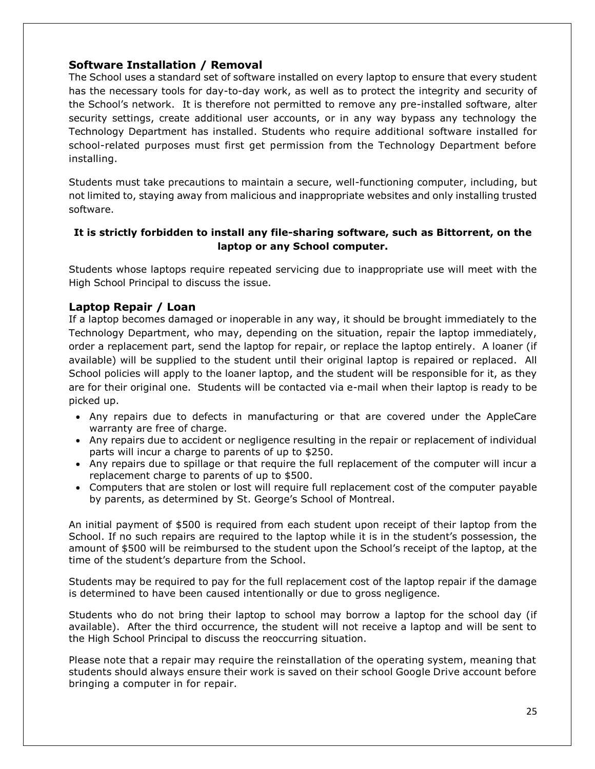## Software Installation / Removal

The School uses a standard set of software installed on every laptop to ensure that every student has the necessary tools for day-to-day work, as well as to protect the integrity and security of the School's network. It is therefore not permitted to remove any pre-installed software, alter security settings, create additional user accounts, or in any way bypass any technology the Technology Department has installed. Students who require additional software installed for school-related purposes must first get permission from the Technology Department before installing.

Students must take precautions to maintain a secure, well-functioning computer, including, but not limited to, staying away from malicious and inappropriate websites and only installing trusted software.

**It is strictly forbidden to install any file-sharing software, such as Bittorrent, on the laptop or any School computer.**

Students whose laptops require repeated servicing due to inappropriate use will meet with the High School Principal to discuss the issue.

## Laptop Repair / Loan

If a laptop becomes damaged or inoperable in any way, it should be brought immediately to the Technology Department, who may, depending on the situation, repair the laptop immediately, order a replacement part, send the laptop for repair, or replace the laptop entirely. A loaner (if available) will be supplied to the student until their original laptop is repaired or replaced. All School policies will apply to the loaner laptop, and the student will be responsible for it, as they are for their original one. Students will be contacted via e-mail when their laptop is ready to be picked up.

- Any repairs due to defects in manufacturing or that are covered under the AppleCare warranty are free of charge.
- Any repairs due to accident or negligence resulting in the repair or replacement of individual parts will incur a charge to parents of up to $250.
- Any repairs due to spillage or that require the full replacement of the computer will incur a replacement charge to parents of up to $500.
- Computers that are stolen or lost will require full replacement cost of the computer payable by parents, as determined by St. George's School of Montreal.

An initial payment of $500 is required from each student upon receipt of their laptop from the School. If no such repairs are required to the laptop while it is in the student's possession, the amount of $500 will be reimbursed to the student upon the School's receipt of the laptop, at the time of the student's departure from the School.

Students may be required to pay for the full replacement cost of the laptop repair if the damage is determined to have been caused intentionally or due to gross negligence.

Students who do not bring their laptop to school may borrow a laptop for the school day (if available). After the third occurrence, the student will not receive a laptop and will be sent to the High School Principal to discuss the reoccurring situation.

Please note that a repair may require the reinstallation of the operating system, meaning that students should always ensure their work is saved on their school Google Drive account before bringing a computer in for repair.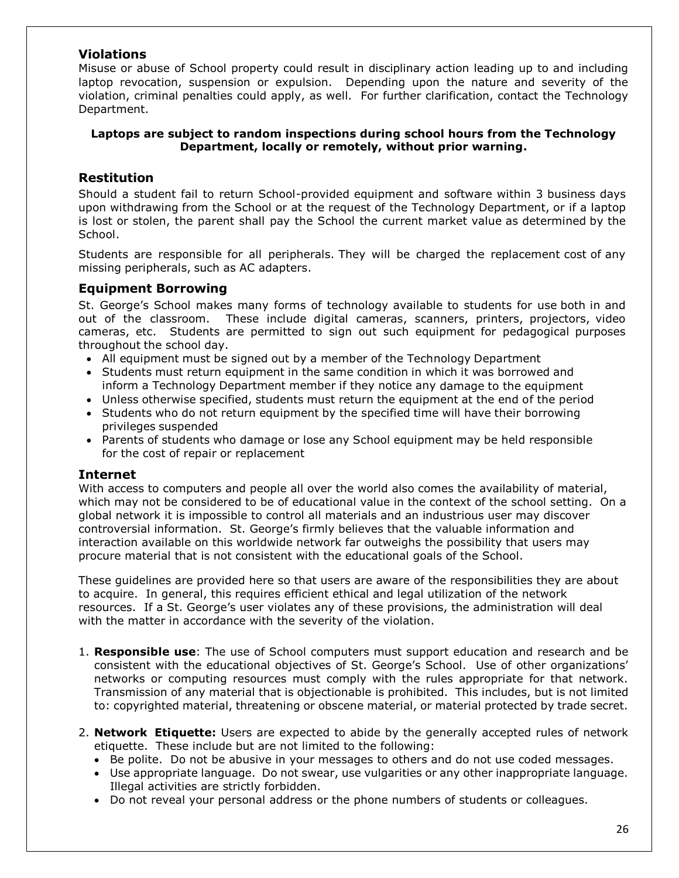## Violations

Misuse or abuse of School property could result in disciplinary action leading up to and including laptop revocation, suspension or expulsion. Depending upon the nature and severity of the violation, criminal penalties could apply, as well. For further clarification, contact the Technology Department.

**Laptops are subject to random inspections during school hours from the Technology Department, locally or remotely, without prior warning.**

## Restitution

Should a student fail to return School-provided equipment and software within 3 business days upon withdrawing from the School or at the request of the Technology Department, or if a laptop is lost or stolen, the parent shall pay the School the current market value as determined by the School.

Students are responsible for all peripherals. They will be charged the replacement cost of any missing peripherals, such as AC adapters.

## Equipment Borrowing

St. George's School makes many forms of technology available to students for use both in and out of the classroom. These include digital cameras, scanners, printers, projectors, video cameras, etc. Students are permitted to sign out such equipment for pedagogical purposes throughout the school day.

- All equipment must be signed out by a member of the Technology Department
- Students must return equipment in the same condition in which it was borrowed and inform a Technology Department member if they notice any damage to the equipment
- Unless otherwise specified, students must return the equipment at the end of the period
- Students who do not return equipment by the specified time will have their borrowing privileges suspended
- Parents of students who damage or lose any School equipment may be held responsible for the cost of repair or replacement

## Internet

With access to computers and people all over the world also comes the availability of material, which may not be considered to be of educational value in the context of the school setting. On a global network it is impossible to control all materials and an industrious user may discover controversial information. St. George's firmly believes that the valuable information and interaction available on this worldwide network far outweighs the possibility that users may procure material that is not consistent with the educational goals of the School.

These guidelines are provided here so that users are aware of the responsibilities they are about to acquire. In general, this requires efficient ethical and legal utilization of the network resources. If a St. George's user violates any of these provisions, the administration will deal with the matter in accordance with the severity of the violation.

1. **Responsible use**: The use of School computers must support education and research and be consistent with the educational objectives of St. George's School. Use of other organizations' networks or computing resources must comply with the rules appropriate for that network. Transmission of any material that is objectionable is prohibited. This includes, but is not limited to: copyrighted material, threatening or obscene material, or material protected by trade secret.

2. **Network Etiquette:** Users are expected to abide by the generally accepted rules of network etiquette. These include but are not limited to the following:
   - Be polite. Do not be abusive in your messages to others and do not use coded messages.
   - Use appropriate language. Do not swear, use vulgarities or any other inappropriate language. Illegal activities are strictly forbidden.
   - Do not reveal your personal address or the phone numbers of students or colleagues.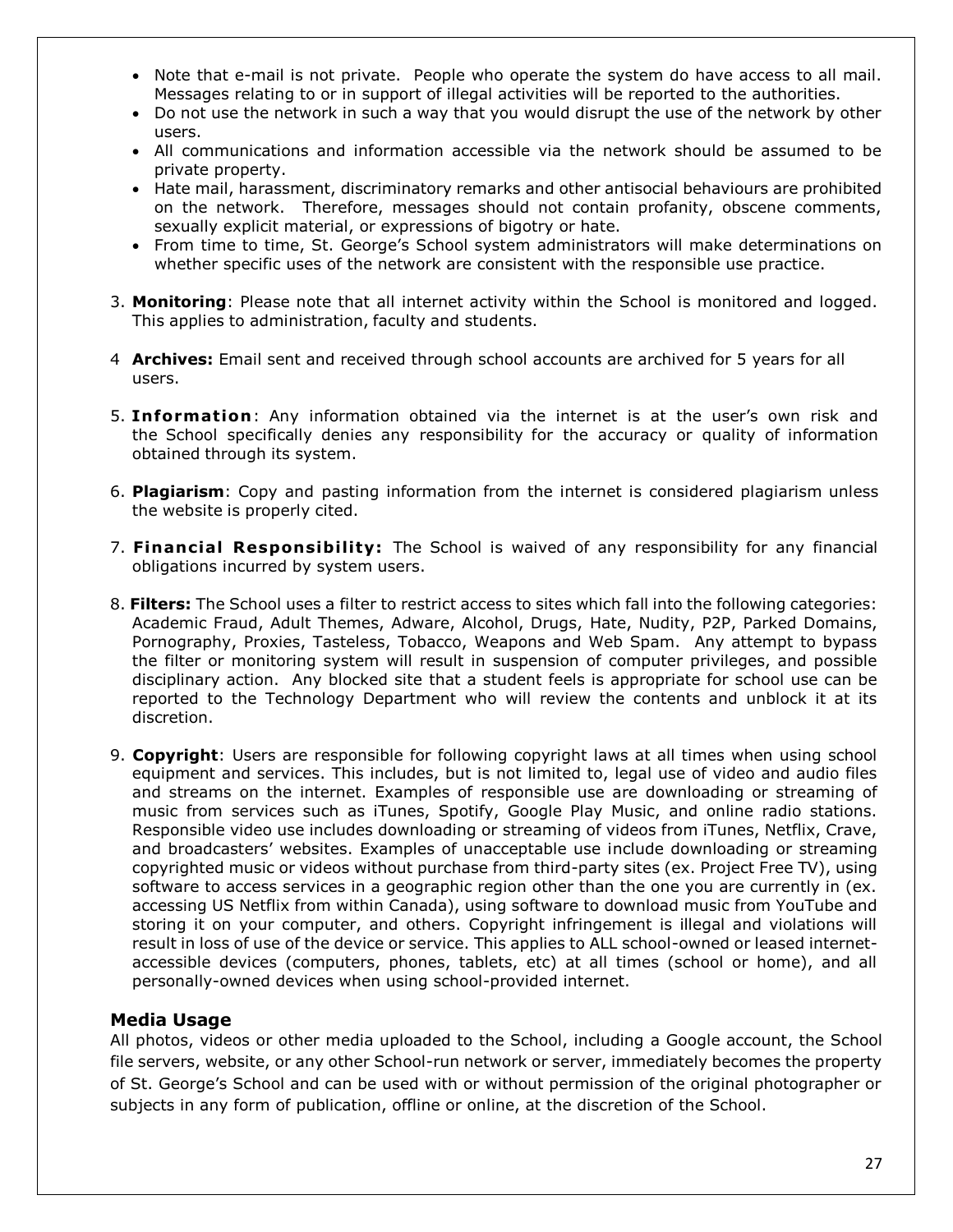- Note that e-mail is not private. People who operate the system do have access to all mail. Messages relating to or in support of illegal activities will be reported to the authorities.
- Do not use the network in such a way that you would disrupt the use of the network by other users.
- All communications and information accessible via the network should be assumed to be private property.
- Hate mail, harassment, discriminatory remarks and other antisocial behaviours are prohibited on the network. Therefore, messages should not contain profanity, obscene comments, sexually explicit material, or expressions of bigotry or hate.
- From time to time, St. George's School system administrators will make determinations on whether specific uses of the network are consistent with the responsible use practice.

3. **Monitoring**: Please note that all internet activity within the School is monitored and logged. This applies to administration, faculty and students.

4 **Archives:** Email sent and received through school accounts are archived for 5 years for all users.

5. **Information**: Any information obtained via the internet is at the user's own risk and the School specifically denies any responsibility for the accuracy or quality of information obtained through its system.

6. **Plagiarism**: Copy and pasting information from the internet is considered plagiarism unless the website is properly cited.

7. **Financial Responsibility:** The School is waived of any responsibility for any financial obligations incurred by system users.

8. **Filters:** The School uses a filter to restrict access to sites which fall into the following categories: Academic Fraud, Adult Themes, Adware, Alcohol, Drugs, Hate, Nudity, P2P, Parked Domains, Pornography, Proxies, Tasteless, Tobacco, Weapons and Web Spam. Any attempt to bypass the filter or monitoring system will result in suspension of computer privileges, and possible disciplinary action. Any blocked site that a student feels is appropriate for school use can be reported to the Technology Department who will review the contents and unblock it at its discretion.

9. **Copyright**: Users are responsible for following copyright laws at all times when using school equipment and services. This includes, but is not limited to, legal use of video and audio files and streams on the internet. Examples of responsible use are downloading or streaming of music from services such as iTunes, Spotify, Google Play Music, and online radio stations. Responsible video use includes downloading or streaming of videos from iTunes, Netflix, Crave, and broadcasters' websites. Examples of unacceptable use include downloading or streaming copyrighted music or videos without purchase from third-party sites (ex. Project Free TV), using software to access services in a geographic region other than the one you are currently in (ex. accessing US Netflix from within Canada), using software to download music from YouTube and storing it on your computer, and others. Copyright infringement is illegal and violations will result in loss of use of the device or service. This applies to ALL school-owned or leased internet-accessible devices (computers, phones, tablets, etc) at all times (school or home), and all personally-owned devices when using school-provided internet.

### Media Usage

All photos, videos or other media uploaded to the School, including a Google account, the School file servers, website, or any other School-run network or server, immediately becomes the property of St. George's School and can be used with or without permission of the original photographer or subjects in any form of publication, offline or online, at the discretion of the School.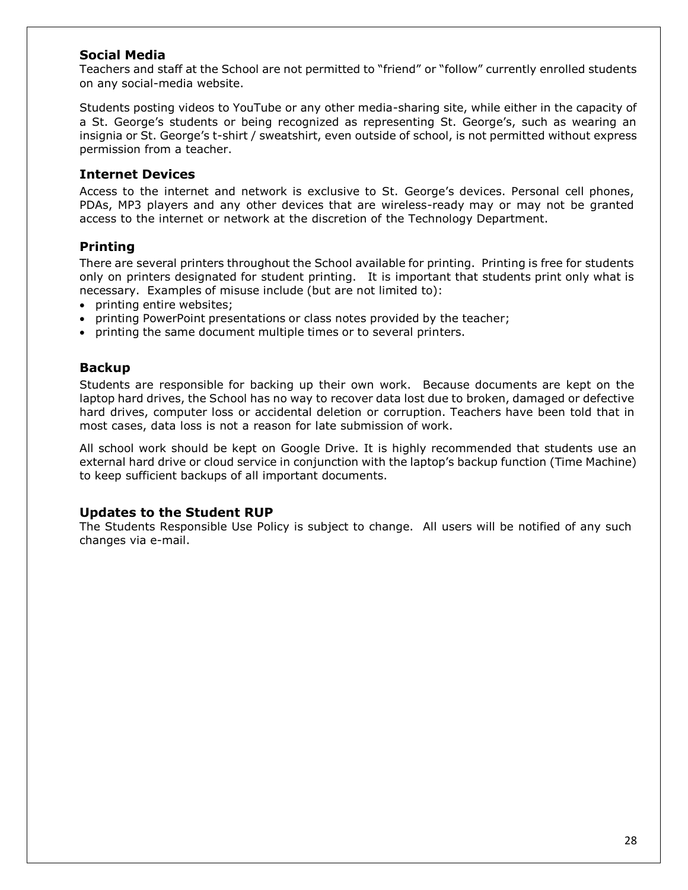## Social Media

Teachers and staff at the School are not permitted to "friend" or "follow" currently enrolled students on any social-media website.

Students posting videos to YouTube or any other media-sharing site, while either in the capacity of a St. George's students or being recognized as representing St. George's, such as wearing an insignia or St. George's t-shirt / sweatshirt, even outside of school, is not permitted without express permission from a teacher.

## Internet Devices

Access to the internet and network is exclusive to St. George's devices. Personal cell phones, PDAs, MP3 players and any other devices that are wireless-ready may or may not be granted access to the internet or network at the discretion of the Technology Department.

## Printing

There are several printers throughout the School available for printing. Printing is free for students only on printers designated for student printing. It is important that students print only what is necessary. Examples of misuse include (but are not limited to):

- printing entire websites;
- printing PowerPoint presentations or class notes provided by the teacher;
- printing the same document multiple times or to several printers.

## Backup

Students are responsible for backing up their own work. Because documents are kept on the laptop hard drives, the School has no way to recover data lost due to broken, damaged or defective hard drives, computer loss or accidental deletion or corruption. Teachers have been told that in most cases, data loss is not a reason for late submission of work.

All school work should be kept on Google Drive. It is highly recommended that students use an external hard drive or cloud service in conjunction with the laptop's backup function (Time Machine) to keep sufficient backups of all important documents.

## Updates to the Student RUP

The Students Responsible Use Policy is subject to change. All users will be notified of any such changes via e-mail.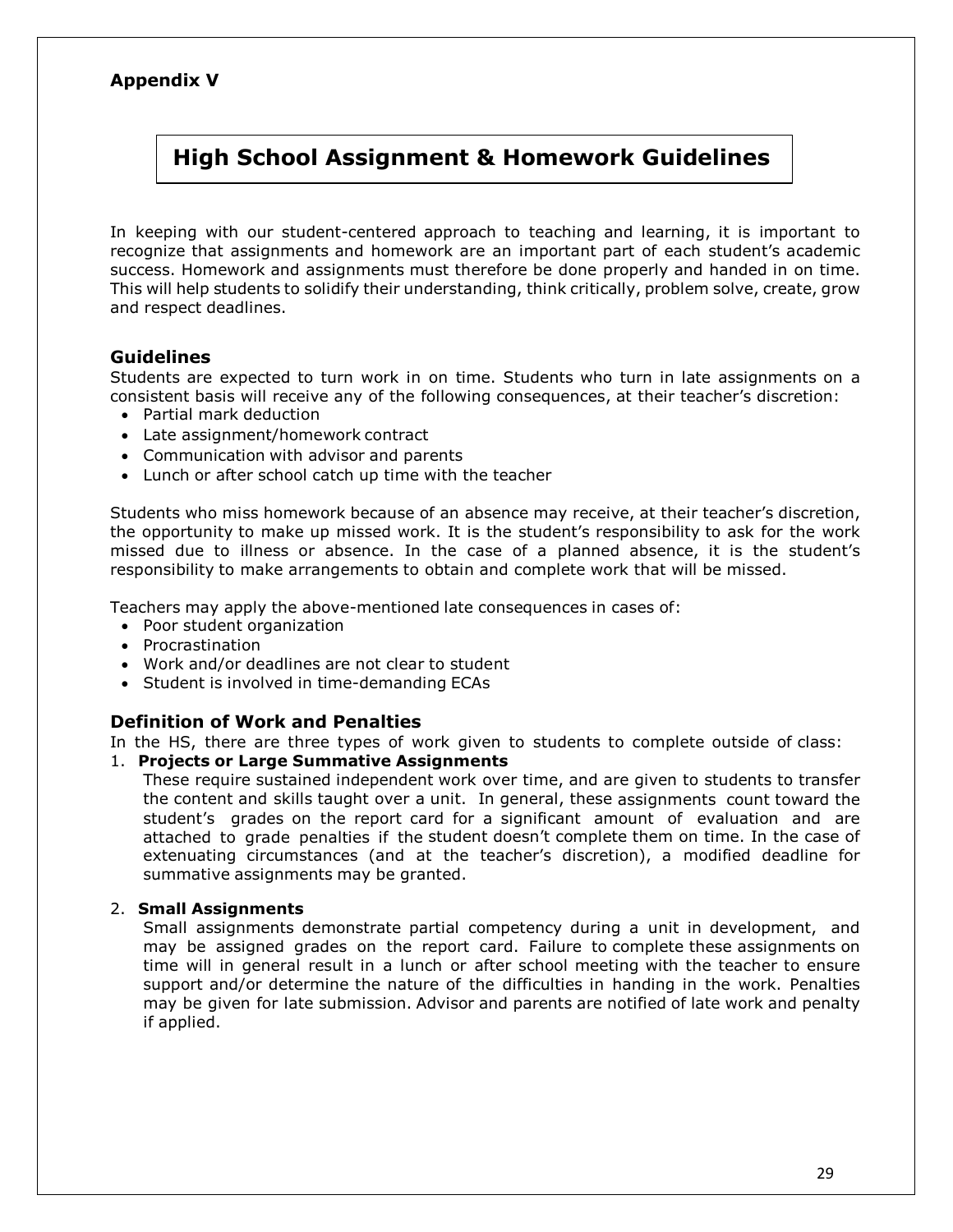**Appendix V**

# High School Assignment & Homework Guidelines

In keeping with our student-centered approach to teaching and learning, it is important to recognize that assignments and homework are an important part of each student's academic success. Homework and assignments must therefore be done properly and handed in on time. This will help students to solidify their understanding, think critically, problem solve, create, grow and respect deadlines.

## Guidelines

Students are expected to turn work in on time. Students who turn in late assignments on a consistent basis will receive any of the following consequences, at their teacher's discretion:

- Partial mark deduction
- Late assignment/homework contract
- Communication with advisor and parents
- Lunch or after school catch up time with the teacher

Students who miss homework because of an absence may receive, at their teacher's discretion, the opportunity to make up missed work. It is the student's responsibility to ask for the work missed due to illness or absence. In the case of a planned absence, it is the student's responsibility to make arrangements to obtain and complete work that will be missed.

Teachers may apply the above-mentioned late consequences in cases of:

- Poor student organization
- Procrastination
- Work and/or deadlines are not clear to student
- Student is involved in time-demanding ECAs

## Definition of Work and Penalties

In the HS, there are three types of work given to students to complete outside of class:

1. **Projects or Large Summative Assignments**
   These require sustained independent work over time, and are given to students to transfer the content and skills taught over a unit. In general, these assignments count toward the student's grades on the report card for a significant amount of evaluation and are attached to grade penalties if the student doesn't complete them on time. In the case of extenuating circumstances (and at the teacher's discretion), a modified deadline for summative assignments may be granted.

2. **Small Assignments**
   Small assignments demonstrate partial competency during a unit in development, and may be assigned grades on the report card. Failure to complete these assignments on time will in general result in a lunch or after school meeting with the teacher to ensure support and/or determine the nature of the difficulties in handing in the work. Penalties may be given for late submission. Advisor and parents are notified of late work and penalty if applied.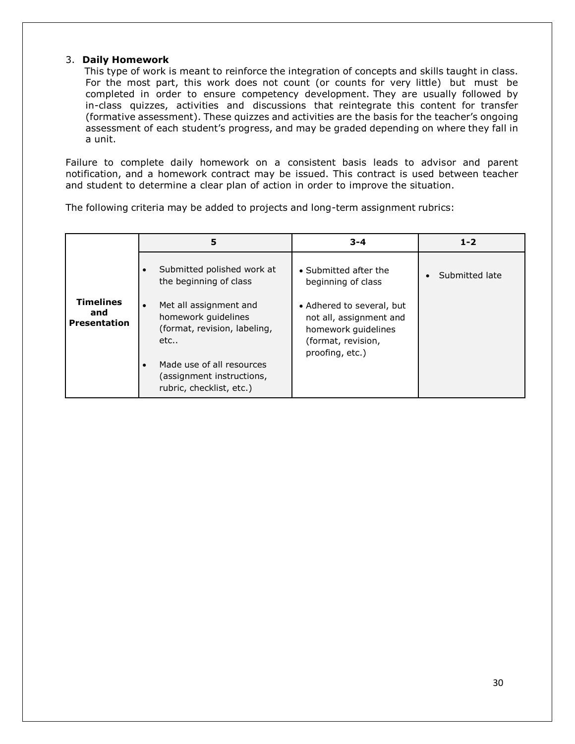### 3. **Daily Homework**

This type of work is meant to reinforce the integration of concepts and skills taught in class. For the most part, this work does not count (or counts for very little) but must be completed in order to ensure competency development. They are usually followed by in-class quizzes, activities and discussions that reintegrate this content for transfer (formative assessment). These quizzes and activities are the basis for the teacher's ongoing assessment of each student's progress, and may be graded depending on where they fall in a unit.

Failure to complete daily homework on a consistent basis leads to advisor and parent notification, and a homework contract may be issued. This contract is used between teacher and student to determine a clear plan of action in order to improve the situation.

The following criteria may be added to projects and long-term assignment rubrics:

| | 5 | 3-4 | 1-2 |
|---|---|---|---|
| **Timelines and Presentation** | • Submitted polished work at the beginning of class<br>• Met all assignment and homework guidelines (format, revision, labeling, etc..<br>• Made use of all resources (assignment instructions, rubric, checklist, etc.) | • Submitted after the beginning of class<br>• Adhered to several, but not all, assignment and homework guidelines (format, revision, proofing, etc.) | • Submitted late |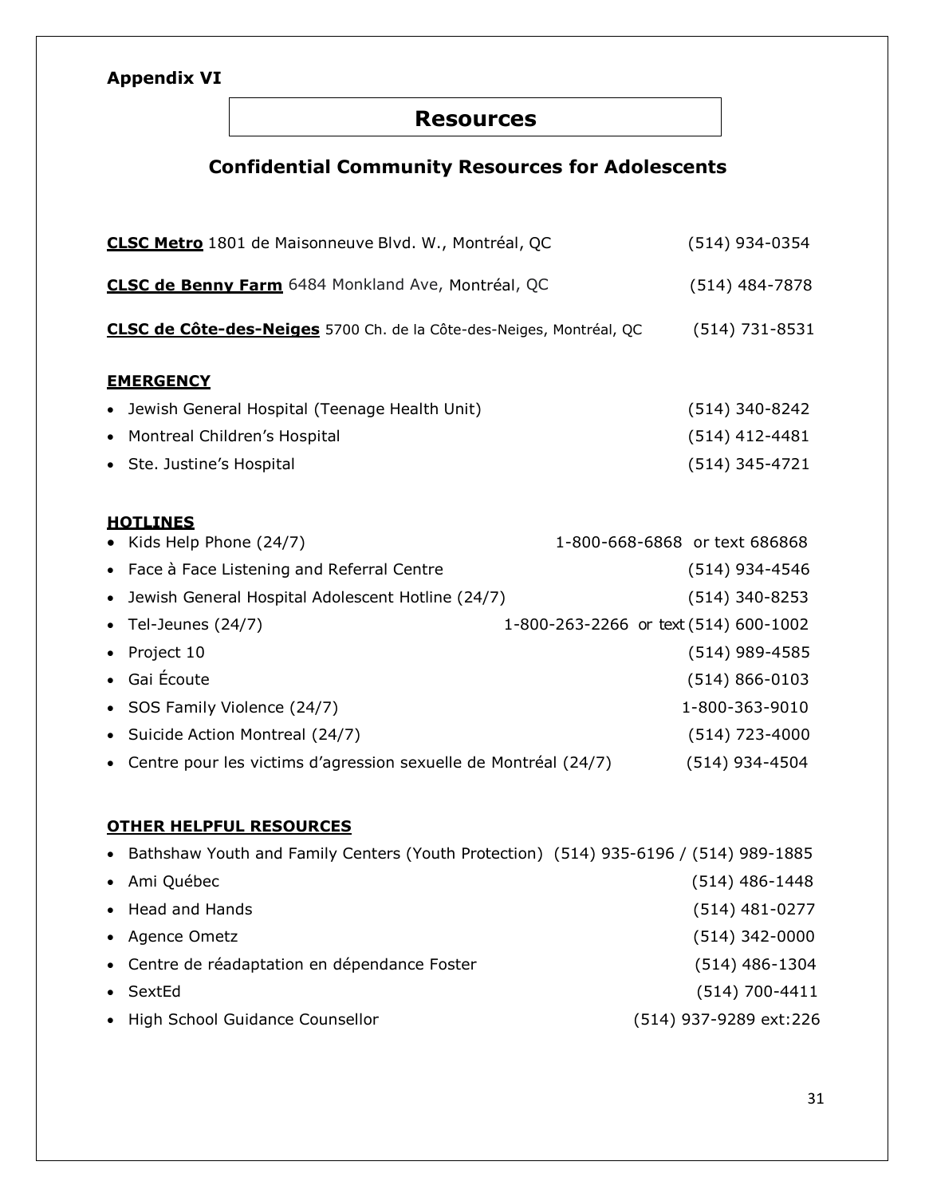**Appendix VI**

# Resources

## Confidential Community Resources for Adolescents

**CLSC Metro** 1801 de Maisonneuve Blvd. W., Montréal, QC (514) 934-0354

**CLSC de Benny Farm** 6484 Monkland Ave, Montréal, QC (514) 484-7878

**CLSC de Côte-des-Neiges** 5700 Ch. de la Côte-des-Neiges, Montréal, QC (514) 731-8531

**EMERGENCY**

- Jewish General Hospital (Teenage Health Unit) (514) 340-8242
- Montreal Children's Hospital (514) 412-4481
- Ste. Justine's Hospital (514) 345-4721

**HOTLINES**

- Kids Help Phone (24/7) 1-800-668-6868 or text 686868
- Face à Face Listening and Referral Centre (514) 934-4546
- Jewish General Hospital Adolescent Hotline (24/7) (514) 340-8253
- Tel-Jeunes (24/7) 1-800-263-2266 or text (514) 600-1002
- Project 10 (514) 989-4585
- Gai Écoute (514) 866-0103
- SOS Family Violence (24/7) 1-800-363-9010
- Suicide Action Montreal (24/7) (514) 723-4000
- Centre pour les victims d'agression sexuelle de Montréal (24/7) (514) 934-4504

**OTHER HELPFUL RESOURCES**

- Bathshaw Youth and Family Centers (Youth Protection) (514) 935-6196 / (514) 989-1885
- Ami Québec (514) 486-1448
- Head and Hands (514) 481-0277
- Agence Ometz (514) 342-0000
- Centre de réadaptation en dépendance Foster (514) 486-1304
- SextEd (514) 700-4411
- High School Guidance Counsellor (514) 937-9289 ext:226